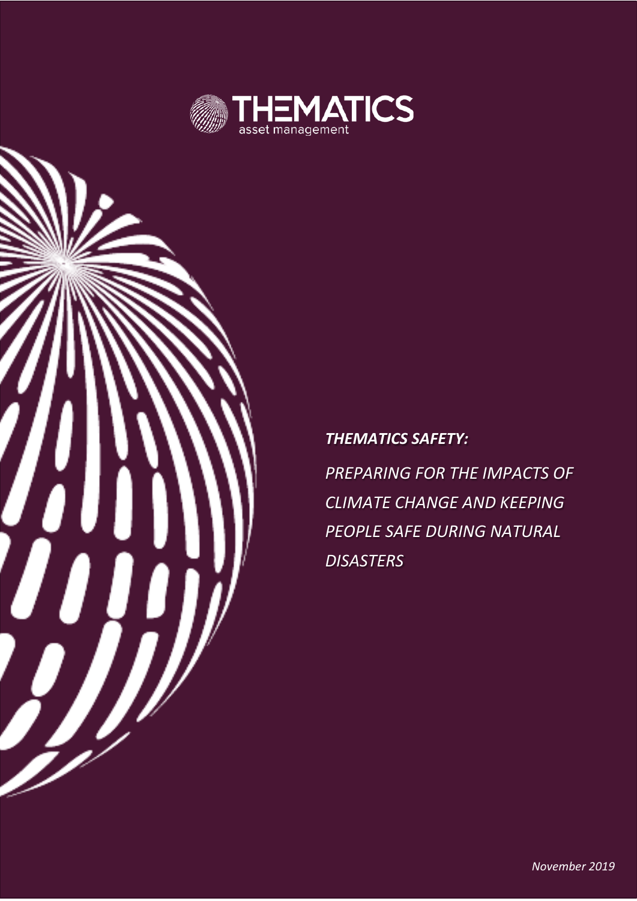THEMATICS asset management

***THEMATICS SAFETY:***

*PREPARING FOR THE IMPACTS OF CLIMATE CHANGE AND KEEPING PEOPLE SAFE DURING NATURAL DISASTERS*

*November 2019*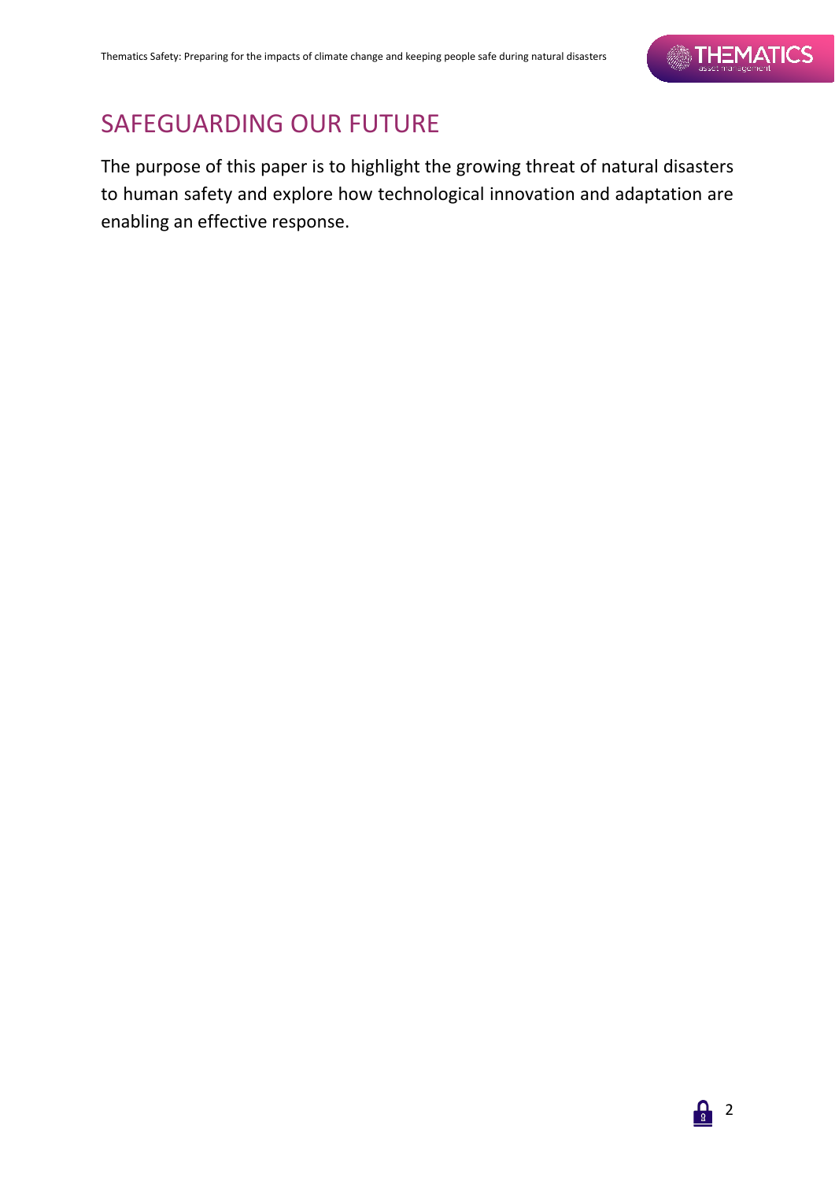## SAFEGUARDING OUR FUTURE

The purpose of this paper is to highlight the growing threat of natural disasters to human safety and explore how technological innovation and adaptation are enabling an effective response.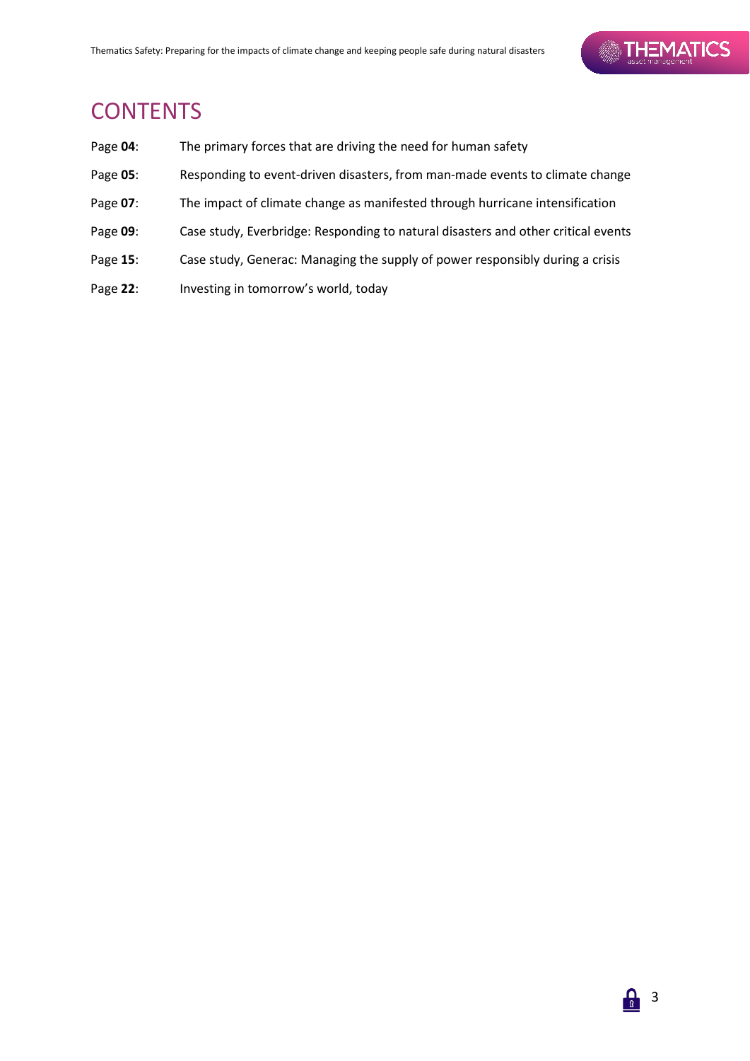# CONTENTS

Page **04**: The primary forces that are driving the need for human safety

Page **05**: Responding to event-driven disasters, from man-made events to climate change

Page **07**: The impact of climate change as manifested through hurricane intensification

Page **09**: Case study, Everbridge: Responding to natural disasters and other critical events

Page **15**: Case study, Generac: Managing the supply of power responsibly during a crisis

Page **22**: Investing in tomorrow's world, today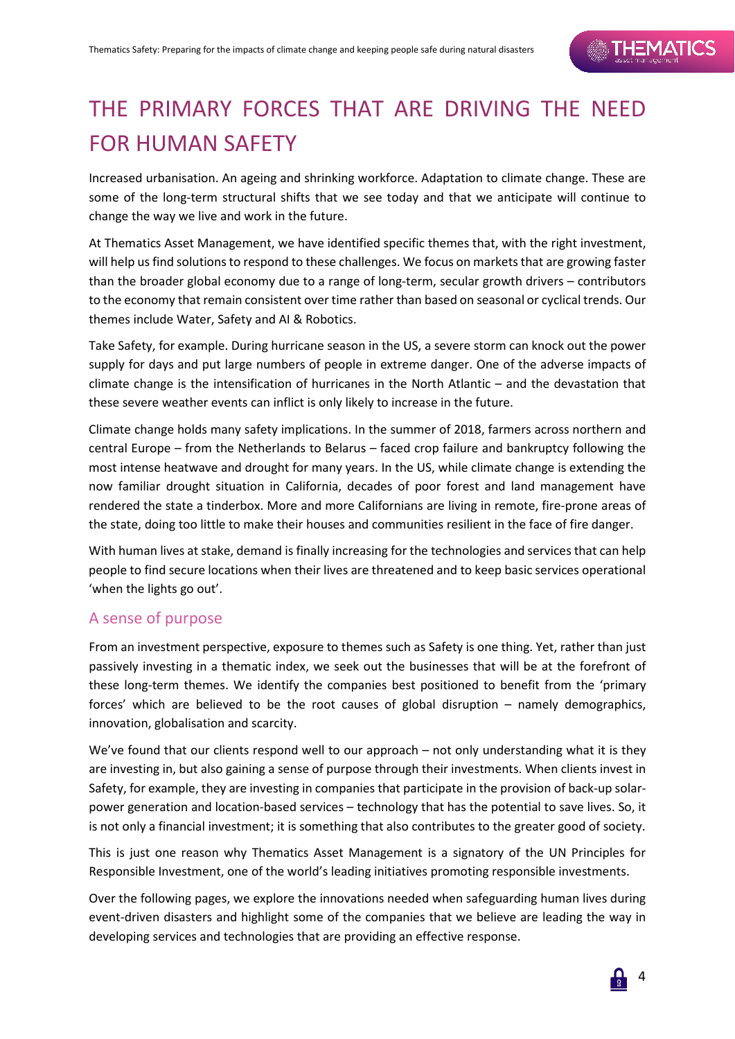# THE PRIMARY FORCES THAT ARE DRIVING THE NEED FOR HUMAN SAFETY

Increased urbanisation. An ageing and shrinking workforce. Adaptation to climate change. These are some of the long-term structural shifts that we see today and that we anticipate will continue to change the way we live and work in the future.

At Thematics Asset Management, we have identified specific themes that, with the right investment, will help us find solutions to respond to these challenges. We focus on markets that are growing faster than the broader global economy due to a range of long-term, secular growth drivers – contributors to the economy that remain consistent over time rather than based on seasonal or cyclical trends. Our themes include Water, Safety and AI & Robotics.

Take Safety, for example. During hurricane season in the US, a severe storm can knock out the power supply for days and put large numbers of people in extreme danger. One of the adverse impacts of climate change is the intensification of hurricanes in the North Atlantic – and the devastation that these severe weather events can inflict is only likely to increase in the future.

Climate change holds many safety implications. In the summer of 2018, farmers across northern and central Europe – from the Netherlands to Belarus – faced crop failure and bankruptcy following the most intense heatwave and drought for many years. In the US, while climate change is extending the now familiar drought situation in California, decades of poor forest and land management have rendered the state a tinderbox. More and more Californians are living in remote, fire-prone areas of the state, doing too little to make their houses and communities resilient in the face of fire danger.

With human lives at stake, demand is finally increasing for the technologies and services that can help people to find secure locations when their lives are threatened and to keep basic services operational 'when the lights go out'.

## A sense of purpose

From an investment perspective, exposure to themes such as Safety is one thing. Yet, rather than just passively investing in a thematic index, we seek out the businesses that will be at the forefront of these long-term themes. We identify the companies best positioned to benefit from the 'primary forces' which are believed to be the root causes of global disruption – namely demographics, innovation, globalisation and scarcity.

We've found that our clients respond well to our approach – not only understanding what it is they are investing in, but also gaining a sense of purpose through their investments. When clients invest in Safety, for example, they are investing in companies that participate in the provision of back-up solar-power generation and location-based services – technology that has the potential to save lives. So, it is not only a financial investment; it is something that also contributes to the greater good of society.

This is just one reason why Thematics Asset Management is a signatory of the UN Principles for Responsible Investment, one of the world's leading initiatives promoting responsible investments.

Over the following pages, we explore the innovations needed when safeguarding human lives during event-driven disasters and highlight some of the companies that we believe are leading the way in developing services and technologies that are providing an effective response.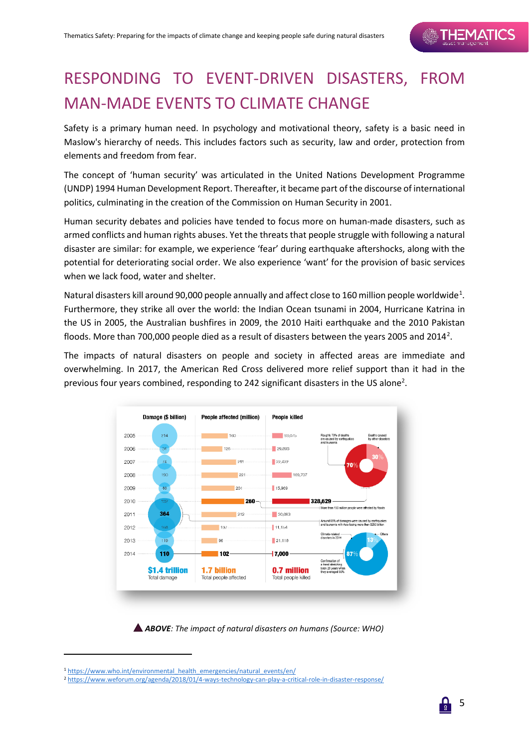# RESPONDING TO EVENT-DRIVEN DISASTERS, FROM MAN-MADE EVENTS TO CLIMATE CHANGE

Safety is a primary human need. In psychology and motivational theory, safety is a basic need in Maslow's hierarchy of needs. This includes factors such as security, law and order, protection from elements and freedom from fear.

The concept of 'human security' was articulated in the United Nations Development Programme (UNDP) 1994 Human Development Report. Thereafter, it became part of the discourse of international politics, culminating in the creation of the Commission on Human Security in 2001.

Human security debates and policies have tended to focus more on human-made disasters, such as armed conflicts and human rights abuses. Yet the threats that people struggle with following a natural disaster are similar: for example, we experience 'fear' during earthquake aftershocks, along with the potential for deteriorating social order. We also experience 'want' for the provision of basic services when we lack food, water and shelter.

Natural disasters kill around 90,000 people annually and affect close to 160 million people worldwide[1]. Furthermore, they strike all over the world: the Indian Ocean tsunami in 2004, Hurricane Katrina in the US in 2005, the Australian bushfires in 2009, the 2010 Haiti earthquake and the 2010 Pakistan floods. More than 700,000 people died as a result of disasters between the years 2005 and 2014[2].

The impacts of natural disasters on people and society in affected areas are immediate and overwhelming. In 2017, the American Red Cross delivered more relief support than it had in the previous four years combined, responding to 242 significant disasters in the US alone[2].

| Year | Damage ($ billion) | People affected (million) | People killed |
|---|---|---|---|
| 2005 | 214 | 160 | 93,075 |
| 2006 | 34 | 126 | 29,093 |
| 2007 | 74 | 211 | 22,422 |
| 2008 | 190 | 221 | 169,737 |
| 2009 | 46 | 201 | 15,969 |
| 2010 | 152 | 260 | 328,629 |
| 2011 | 364 | 212 | 30,083 |
| 2012 | 158 | 107 | 11,154 |
| 2013 | 119 | 96 | 21,118 |
| 2014 | 110 | 102 | 7,000 |
| | $1.4 trillion Total damage | 1.7 billion Total people affected | 0.7 million Total people killed |

Roughly 70% of deaths are caused by earthquakes and tsunamis (70%); Deaths caused by other disasters (30%). More than 150 million people were affected by floods. Around 60% of damages were caused by earthquakes and tsunamis with Asia losing more than $250 billion. Climate-related disasters in 2014 (87%); Others (13%). Confirmation of a trend stretching back 20 years when they averaged 80%.

▲ ***ABOVE**: The impact of natural disasters on humans (Source: WHO)*

[1] https://www.who.int/environmental_health_emergencies/natural_events/en/
[2] https://www.weforum.org/agenda/2018/01/4-ways-technology-can-play-a-critical-role-in-disaster-response/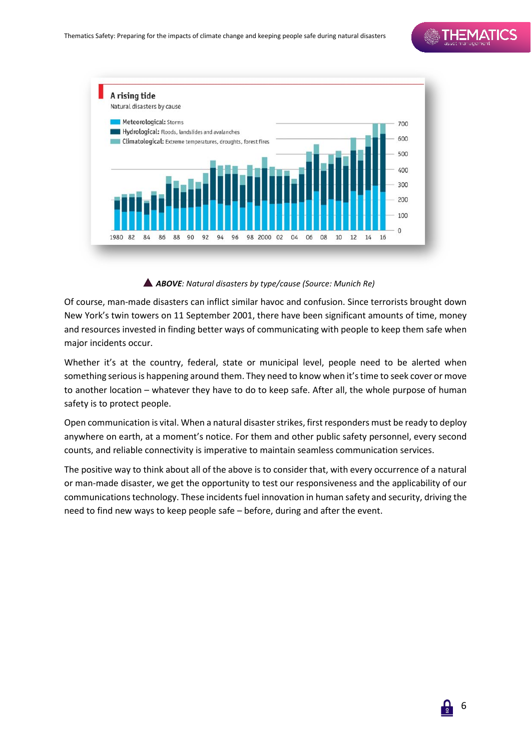**A rising tide**

Natural disasters by cause

- Meteorological: Storms
- Hydrological: Floods, landslides and avalanches
- Climatological: Extreme temperatures, droughts, forest fires

▲ ***ABOVE**: Natural disasters by type/cause (Source: Munich Re)*

Of course, man-made disasters can inflict similar havoc and confusion. Since terrorists brought down New York's twin towers on 11 September 2001, there have been significant amounts of time, money and resources invested in finding better ways of communicating with people to keep them safe when major incidents occur.

Whether it's at the country, federal, state or municipal level, people need to be alerted when something serious is happening around them. They need to know when it's time to seek cover or move to another location – whatever they have to do to keep safe. After all, the whole purpose of human safety is to protect people.

Open communication is vital. When a natural disaster strikes, first responders must be ready to deploy anywhere on earth, at a moment's notice. For them and other public safety personnel, every second counts, and reliable connectivity is imperative to maintain seamless communication services.

The positive way to think about all of the above is to consider that, with every occurrence of a natural or man-made disaster, we get the opportunity to test our responsiveness and the applicability of our communications technology. These incidents fuel innovation in human safety and security, driving the need to find new ways to keep people safe – before, during and after the event.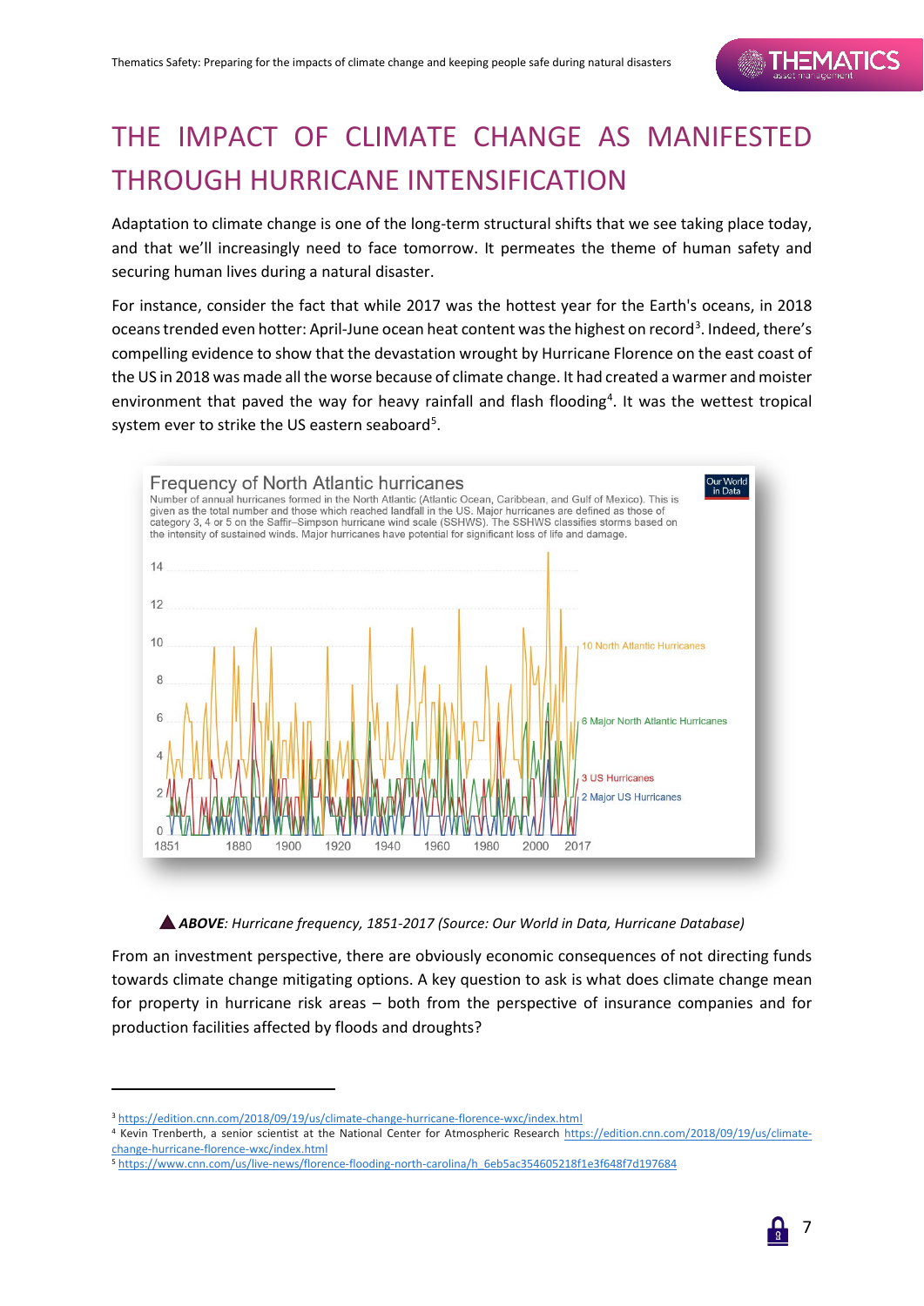# THE IMPACT OF CLIMATE CHANGE AS MANIFESTED THROUGH HURRICANE INTENSIFICATION

Adaptation to climate change is one of the long-term structural shifts that we see taking place today, and that we'll increasingly need to face tomorrow. It permeates the theme of human safety and securing human lives during a natural disaster.

For instance, consider the fact that while 2017 was the hottest year for the Earth's oceans, in 2018 oceans trended even hotter: April-June ocean heat content was the highest on record[3]. Indeed, there's compelling evidence to show that the devastation wrought by Hurricane Florence on the east coast of the US in 2018 was made all the worse because of climate change. It had created a warmer and moister environment that paved the way for heavy rainfall and flash flooding[4]. It was the wettest tropical system ever to strike the US eastern seaboard[5].

**Frequency of North Atlantic hurricanes**

Number of annual hurricanes formed in the North Atlantic (Atlantic Ocean, Caribbean, and Gulf of Mexico). This is given as the total number and those which reached landfall in the US. Major hurricanes are defined as those of category 3, 4 or 5 on the Saffir–Simpson hurricane wind scale (SSHWS). The SSHWS classifies storms based on the intensity of sustained winds. Major hurricanes have potential for significant loss of life and damage.

▲ ***ABOVE****: Hurricane frequency, 1851-2017 (Source: Our World in Data, Hurricane Database)*

From an investment perspective, there are obviously economic consequences of not directing funds towards climate change mitigating options. A key question to ask is what does climate change mean for property in hurricane risk areas – both from the perspective of insurance companies and for production facilities affected by floods and droughts?

---

[3] https://edition.cnn.com/2018/09/19/us/climate-change-hurricane-florence-wxc/index.html

[4] Kevin Trenberth, a senior scientist at the National Center for Atmospheric Research https://edition.cnn.com/2018/09/19/us/climate-change-hurricane-florence-wxc/index.html

[5] https://www.cnn.com/us/live-news/florence-flooding-north-carolina/h_6eb5ac354605218f1e3f648f7d197684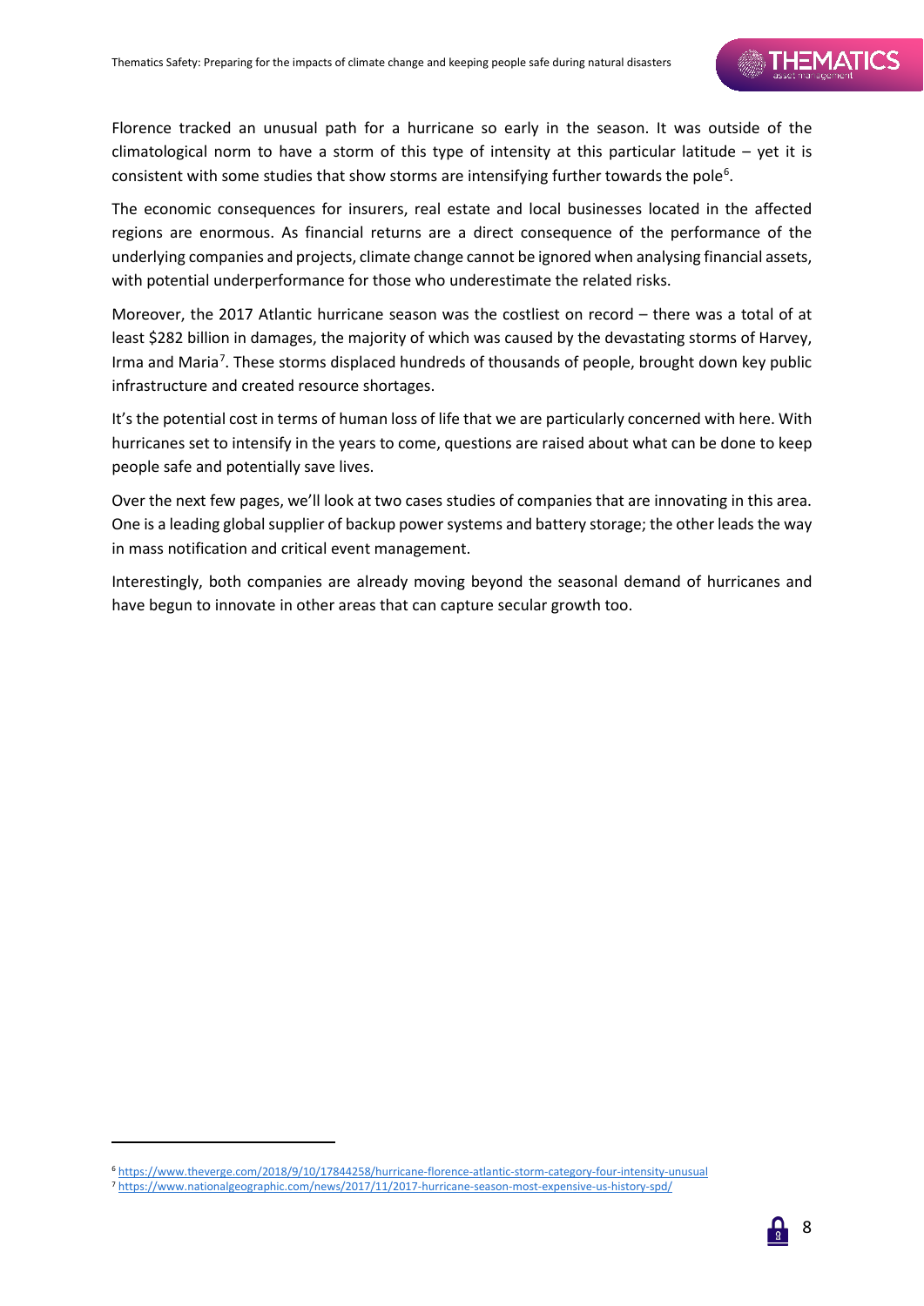Florence tracked an unusual path for a hurricane so early in the season. It was outside of the climatological norm to have a storm of this type of intensity at this particular latitude – yet it is consistent with some studies that show storms are intensifying further towards the pole[6].

The economic consequences for insurers, real estate and local businesses located in the affected regions are enormous. As financial returns are a direct consequence of the performance of the underlying companies and projects, climate change cannot be ignored when analysing financial assets, with potential underperformance for those who underestimate the related risks.

Moreover, the 2017 Atlantic hurricane season was the costliest on record – there was a total of at least $282 billion in damages, the majority of which was caused by the devastating storms of Harvey, Irma and Maria[7]. These storms displaced hundreds of thousands of people, brought down key public infrastructure and created resource shortages.

It's the potential cost in terms of human loss of life that we are particularly concerned with here. With hurricanes set to intensify in the years to come, questions are raised about what can be done to keep people safe and potentially save lives.

Over the next few pages, we'll look at two cases studies of companies that are innovating in this area. One is a leading global supplier of backup power systems and battery storage; the other leads the way in mass notification and critical event management.

Interestingly, both companies are already moving beyond the seasonal demand of hurricanes and have begun to innovate in other areas that can capture secular growth too.

---

[6] https://www.theverge.com/2018/9/10/17844258/hurricane-florence-atlantic-storm-category-four-intensity-unusual

[7] https://www.nationalgeographic.com/news/2017/11/2017-hurricane-season-most-expensive-us-history-spd/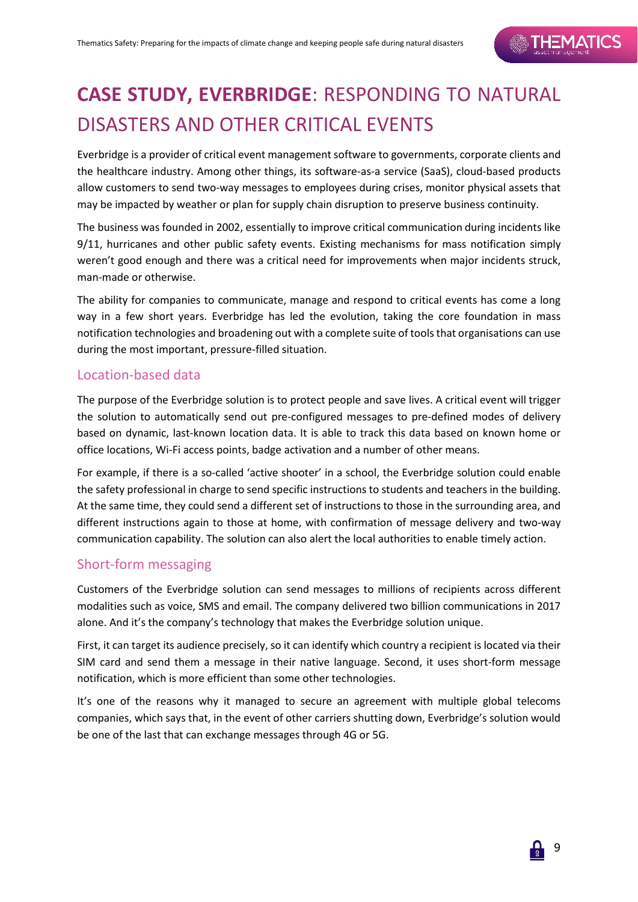# **CASE STUDY, EVERBRIDGE**: RESPONDING TO NATURAL DISASTERS AND OTHER CRITICAL EVENTS

Everbridge is a provider of critical event management software to governments, corporate clients and the healthcare industry. Among other things, its software-as-a service (SaaS), cloud-based products allow customers to send two-way messages to employees during crises, monitor physical assets that may be impacted by weather or plan for supply chain disruption to preserve business continuity.

The business was founded in 2002, essentially to improve critical communication during incidents like 9/11, hurricanes and other public safety events. Existing mechanisms for mass notification simply weren't good enough and there was a critical need for improvements when major incidents struck, man-made or otherwise.

The ability for companies to communicate, manage and respond to critical events has come a long way in a few short years. Everbridge has led the evolution, taking the core foundation in mass notification technologies and broadening out with a complete suite of tools that organisations can use during the most important, pressure-filled situation.

## Location-based data

The purpose of the Everbridge solution is to protect people and save lives. A critical event will trigger the solution to automatically send out pre-configured messages to pre-defined modes of delivery based on dynamic, last-known location data. It is able to track this data based on known home or office locations, Wi-Fi access points, badge activation and a number of other means.

For example, if there is a so-called 'active shooter' in a school, the Everbridge solution could enable the safety professional in charge to send specific instructions to students and teachers in the building. At the same time, they could send a different set of instructions to those in the surrounding area, and different instructions again to those at home, with confirmation of message delivery and two-way communication capability. The solution can also alert the local authorities to enable timely action.

## Short-form messaging

Customers of the Everbridge solution can send messages to millions of recipients across different modalities such as voice, SMS and email. The company delivered two billion communications in 2017 alone. And it's the company's technology that makes the Everbridge solution unique.

First, it can target its audience precisely, so it can identify which country a recipient is located via their SIM card and send them a message in their native language. Second, it uses short-form message notification, which is more efficient than some other technologies.

It's one of the reasons why it managed to secure an agreement with multiple global telecoms companies, which says that, in the event of other carriers shutting down, Everbridge's solution would be one of the last that can exchange messages through 4G or 5G.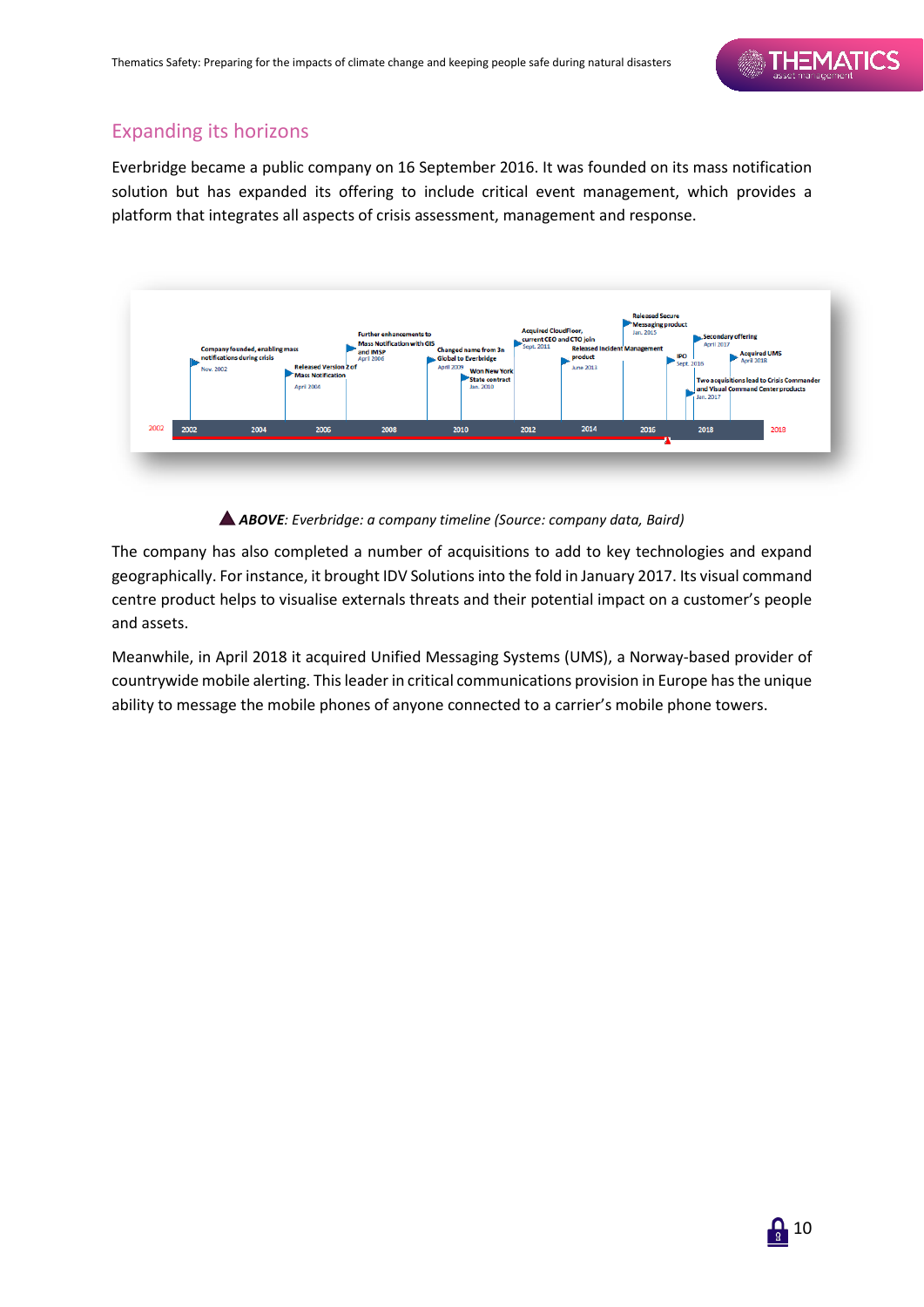## Expanding its horizons

Everbridge became a public company on 16 September 2016. It was founded on its mass notification solution but has expanded its offering to include critical event management, which provides a platform that integrates all aspects of crisis assessment, management and response.

▲ ***ABOVE**: Everbridge: a company timeline (Source: company data, Baird)*

The company has also completed a number of acquisitions to add to key technologies and expand geographically. For instance, it brought IDV Solutions into the fold in January 2017. Its visual command centre product helps to visualise externals threats and their potential impact on a customer's people and assets.

Meanwhile, in April 2018 it acquired Unified Messaging Systems (UMS), a Norway-based provider of countrywide mobile alerting. This leader in critical communications provision in Europe has the unique ability to message the mobile phones of anyone connected to a carrier's mobile phone towers.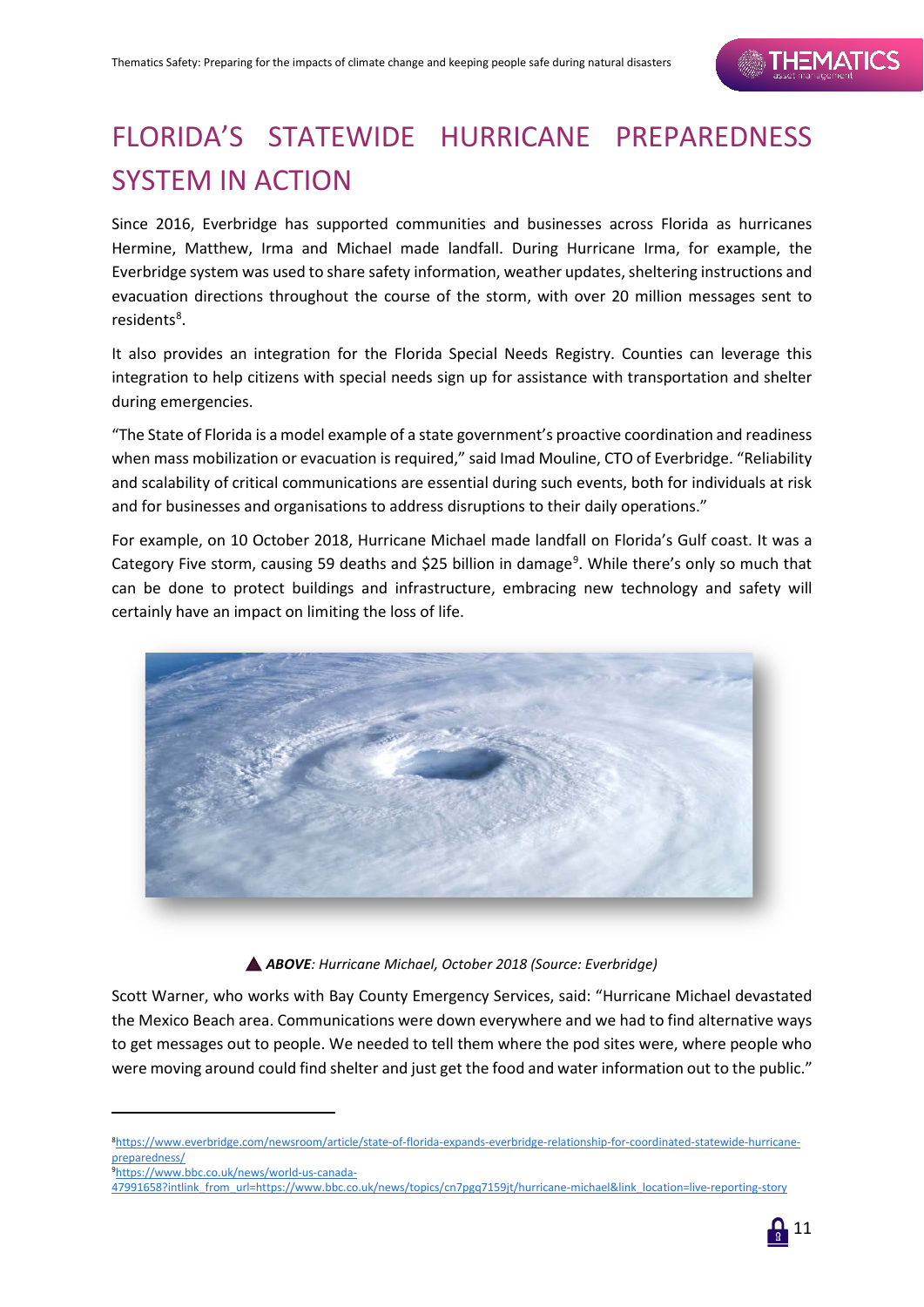# FLORIDA'S STATEWIDE HURRICANE PREPAREDNESS SYSTEM IN ACTION

Since 2016, Everbridge has supported communities and businesses across Florida as hurricanes Hermine, Matthew, Irma and Michael made landfall. During Hurricane Irma, for example, the Everbridge system was used to share safety information, weather updates, sheltering instructions and evacuation directions throughout the course of the storm, with over 20 million messages sent to residents[8].

It also provides an integration for the Florida Special Needs Registry. Counties can leverage this integration to help citizens with special needs sign up for assistance with transportation and shelter during emergencies.

"The State of Florida is a model example of a state government's proactive coordination and readiness when mass mobilization or evacuation is required," said Imad Mouline, CTO of Everbridge. "Reliability and scalability of critical communications are essential during such events, both for individuals at risk and for businesses and organisations to address disruptions to their daily operations."

For example, on 10 October 2018, Hurricane Michael made landfall on Florida's Gulf coast. It was a Category Five storm, causing 59 deaths and $25 billion in damage[9]. While there's only so much that can be done to protect buildings and infrastructure, embracing new technology and safety will certainly have an impact on limiting the loss of life.

▲ ***ABOVE****: Hurricane Michael, October 2018 (Source: Everbridge)*

Scott Warner, who works with Bay County Emergency Services, said: "Hurricane Michael devastated the Mexico Beach area. Communications were down everywhere and we had to find alternative ways to get messages out to people. We needed to tell them where the pod sites were, where people who were moving around could find shelter and just get the food and water information out to the public."

---

[8] https://www.everbridge.com/newsroom/article/state-of-florida-expands-everbridge-relationship-for-coordinated-statewide-hurricane-preparedness/

[9] https://www.bbc.co.uk/news/world-us-canada-47991658?intlink_from_url=https://www.bbc.co.uk/news/topics/cn7pgq7159jt/hurricane-michael&link_location=live-reporting-story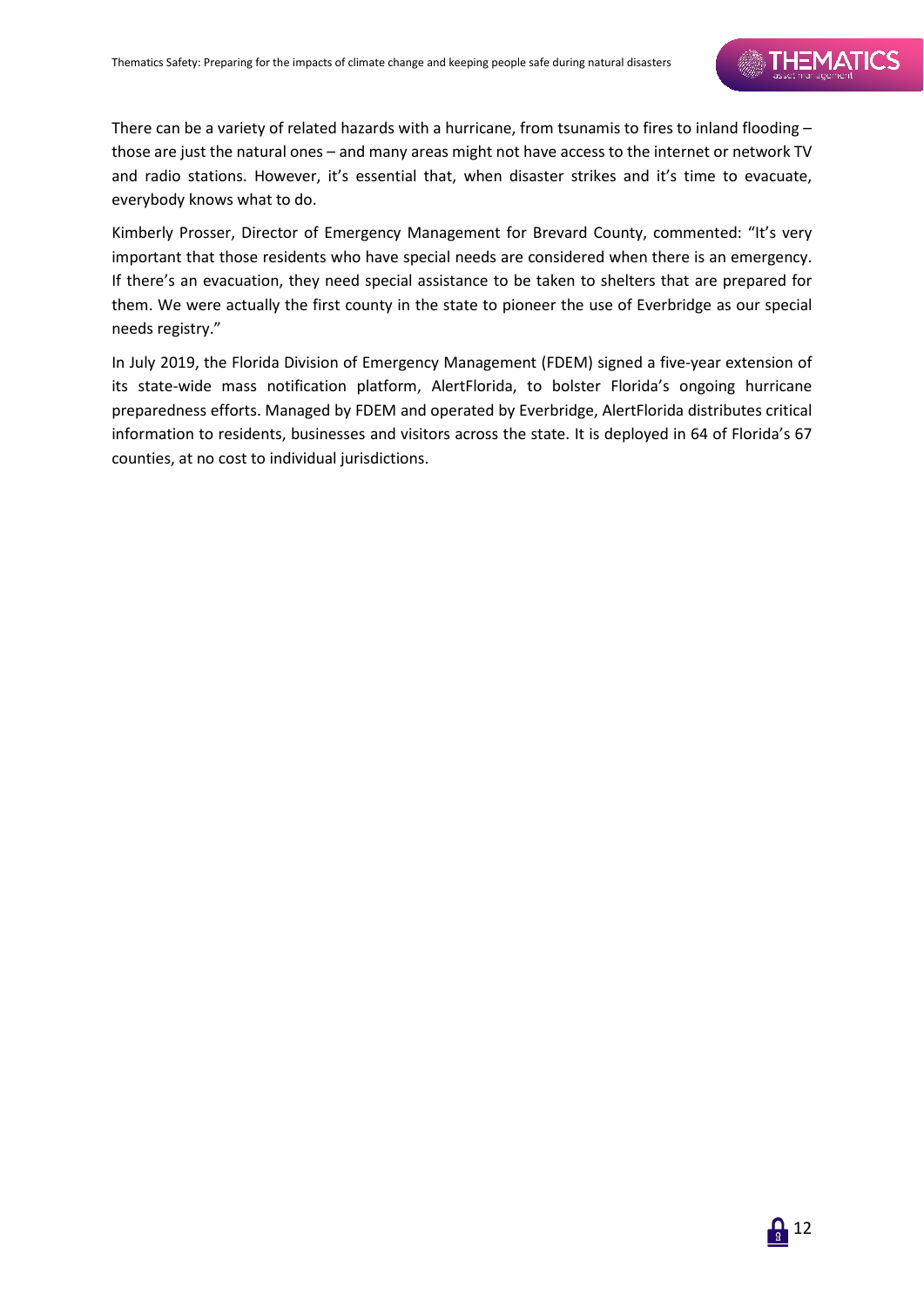There can be a variety of related hazards with a hurricane, from tsunamis to fires to inland flooding – those are just the natural ones – and many areas might not have access to the internet or network TV and radio stations. However, it's essential that, when disaster strikes and it's time to evacuate, everybody knows what to do.

Kimberly Prosser, Director of Emergency Management for Brevard County, commented: "It's very important that those residents who have special needs are considered when there is an emergency. If there's an evacuation, they need special assistance to be taken to shelters that are prepared for them. We were actually the first county in the state to pioneer the use of Everbridge as our special needs registry."

In July 2019, the Florida Division of Emergency Management (FDEM) signed a five-year extension of its state-wide mass notification platform, AlertFlorida, to bolster Florida's ongoing hurricane preparedness efforts. Managed by FDEM and operated by Everbridge, AlertFlorida distributes critical information to residents, businesses and visitors across the state. It is deployed in 64 of Florida's 67 counties, at no cost to individual jurisdictions.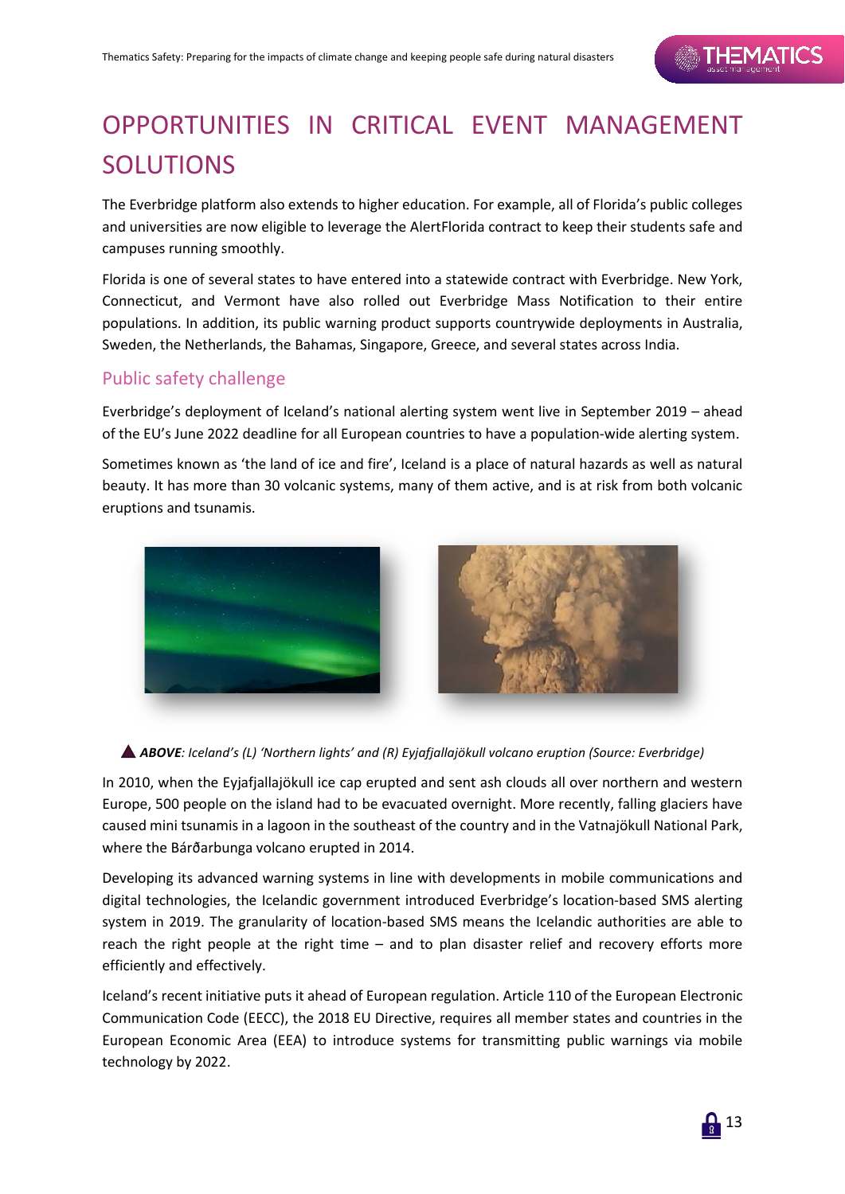# OPPORTUNITIES IN CRITICAL EVENT MANAGEMENT SOLUTIONS

The Everbridge platform also extends to higher education. For example, all of Florida's public colleges and universities are now eligible to leverage the AlertFlorida contract to keep their students safe and campuses running smoothly.

Florida is one of several states to have entered into a statewide contract with Everbridge. New York, Connecticut, and Vermont have also rolled out Everbridge Mass Notification to their entire populations. In addition, its public warning product supports countrywide deployments in Australia, Sweden, the Netherlands, the Bahamas, Singapore, Greece, and several states across India.

## Public safety challenge

Everbridge's deployment of Iceland's national alerting system went live in September 2019 – ahead of the EU's June 2022 deadline for all European countries to have a population-wide alerting system.

Sometimes known as 'the land of ice and fire', Iceland is a place of natural hazards as well as natural beauty. It has more than 30 volcanic systems, many of them active, and is at risk from both volcanic eruptions and tsunamis.

▲ ***ABOVE**: Iceland's (L) 'Northern lights' and (R) Eyjafjallajökull volcano eruption (Source: Everbridge)*

In 2010, when the Eyjafjallajökull ice cap erupted and sent ash clouds all over northern and western Europe, 500 people on the island had to be evacuated overnight. More recently, falling glaciers have caused mini tsunamis in a lagoon in the southeast of the country and in the Vatnajökull National Park, where the Bárðarbunga volcano erupted in 2014.

Developing its advanced warning systems in line with developments in mobile communications and digital technologies, the Icelandic government introduced Everbridge's location-based SMS alerting system in 2019. The granularity of location-based SMS means the Icelandic authorities are able to reach the right people at the right time – and to plan disaster relief and recovery efforts more efficiently and effectively.

Iceland's recent initiative puts it ahead of European regulation. Article 110 of the European Electronic Communication Code (EECC), the 2018 EU Directive, requires all member states and countries in the European Economic Area (EEA) to introduce systems for transmitting public warnings via mobile technology by 2022.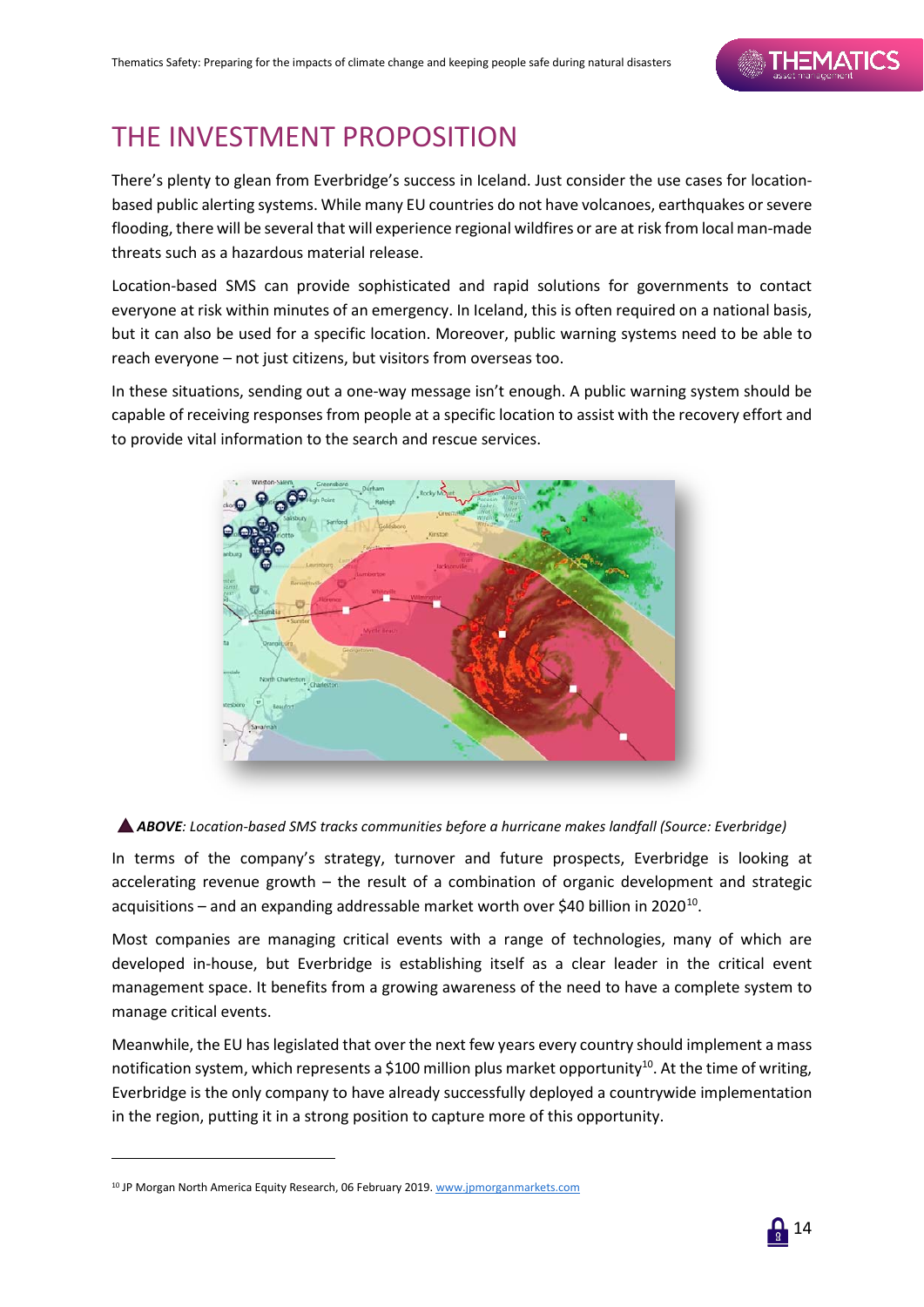# THE INVESTMENT PROPOSITION

There's plenty to glean from Everbridge's success in Iceland. Just consider the use cases for location-based public alerting systems. While many EU countries do not have volcanoes, earthquakes or severe flooding, there will be several that will experience regional wildfires or are at risk from local man-made threats such as a hazardous material release.

Location-based SMS can provide sophisticated and rapid solutions for governments to contact everyone at risk within minutes of an emergency. In Iceland, this is often required on a national basis, but it can also be used for a specific location. Moreover, public warning systems need to be able to reach everyone – not just citizens, but visitors from overseas too.

In these situations, sending out a one-way message isn't enough. A public warning system should be capable of receiving responses from people at a specific location to assist with the recovery effort and to provide vital information to the search and rescue services.

▲ ***ABOVE**: Location-based SMS tracks communities before a hurricane makes landfall (Source: Everbridge)*

In terms of the company's strategy, turnover and future prospects, Everbridge is looking at accelerating revenue growth – the result of a combination of organic development and strategic acquisitions – and an expanding addressable market worth over $40 billion in 2020[10].

Most companies are managing critical events with a range of technologies, many of which are developed in-house, but Everbridge is establishing itself as a clear leader in the critical event management space. It benefits from a growing awareness of the need to have a complete system to manage critical events.

Meanwhile, the EU has legislated that over the next few years every country should implement a mass notification system, which represents a $100 million plus market opportunity[10]. At the time of writing, Everbridge is the only company to have already successfully deployed a countrywide implementation in the region, putting it in a strong position to capture more of this opportunity.

---

[10] JP Morgan North America Equity Research, 06 February 2019. www.jpmorganmarkets.com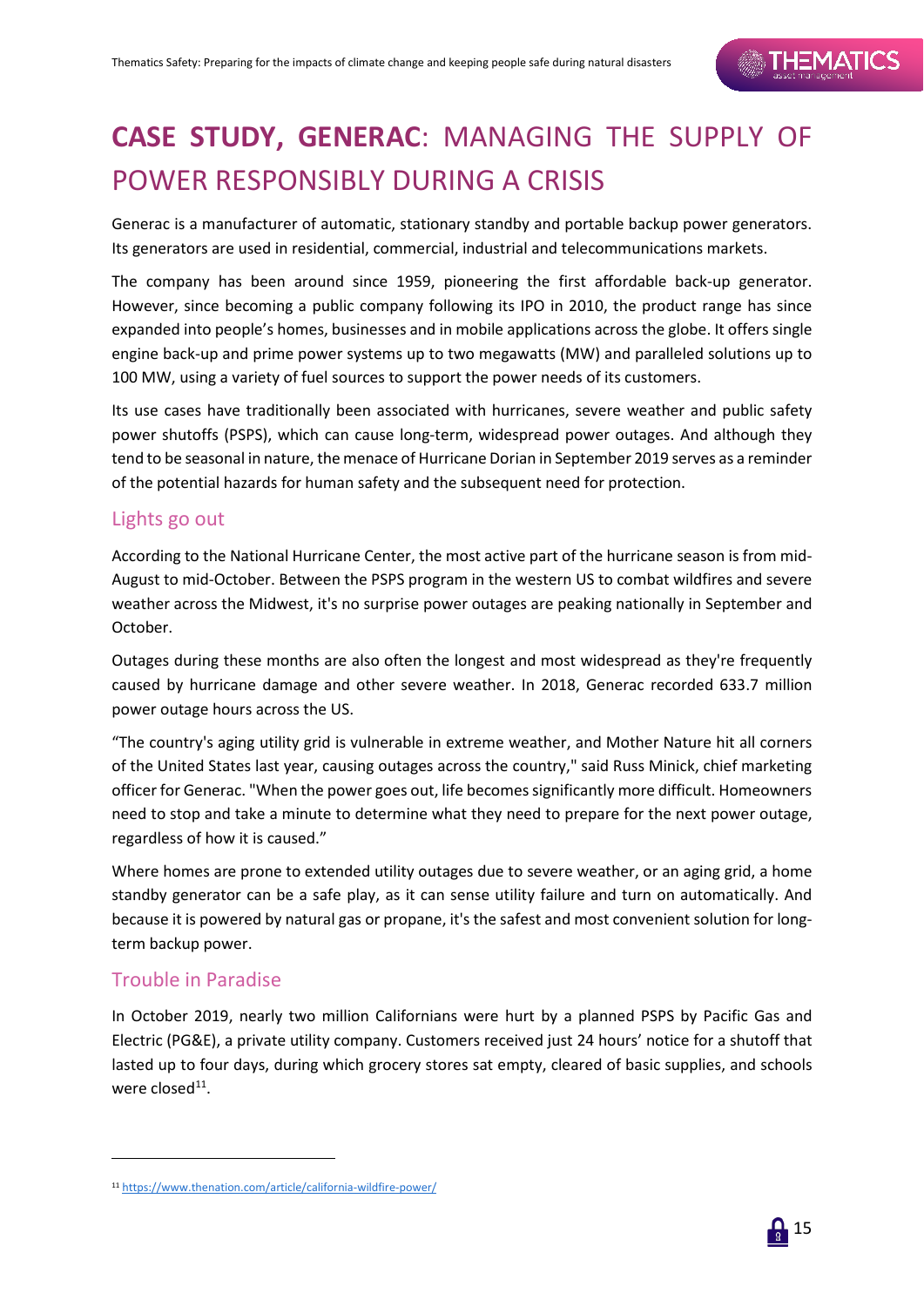# **CASE STUDY, GENERAC**: MANAGING THE SUPPLY OF POWER RESPONSIBLY DURING A CRISIS

Generac is a manufacturer of automatic, stationary standby and portable backup power generators. Its generators are used in residential, commercial, industrial and telecommunications markets.

The company has been around since 1959, pioneering the first affordable back-up generator. However, since becoming a public company following its IPO in 2010, the product range has since expanded into people's homes, businesses and in mobile applications across the globe. It offers single engine back-up and prime power systems up to two megawatts (MW) and paralleled solutions up to 100 MW, using a variety of fuel sources to support the power needs of its customers.

Its use cases have traditionally been associated with hurricanes, severe weather and public safety power shutoffs (PSPS), which can cause long-term, widespread power outages. And although they tend to be seasonal in nature, the menace of Hurricane Dorian in September 2019 serves as a reminder of the potential hazards for human safety and the subsequent need for protection.

## Lights go out

According to the National Hurricane Center, the most active part of the hurricane season is from mid-August to mid-October. Between the PSPS program in the western US to combat wildfires and severe weather across the Midwest, it's no surprise power outages are peaking nationally in September and October.

Outages during these months are also often the longest and most widespread as they're frequently caused by hurricane damage and other severe weather. In 2018, Generac recorded 633.7 million power outage hours across the US.

"The country's aging utility grid is vulnerable in extreme weather, and Mother Nature hit all corners of the United States last year, causing outages across the country," said Russ Minick, chief marketing officer for Generac. "When the power goes out, life becomes significantly more difficult. Homeowners need to stop and take a minute to determine what they need to prepare for the next power outage, regardless of how it is caused."

Where homes are prone to extended utility outages due to severe weather, or an aging grid, a home standby generator can be a safe play, as it can sense utility failure and turn on automatically. And because it is powered by natural gas or propane, it's the safest and most convenient solution for long-term backup power.

## Trouble in Paradise

In October 2019, nearly two million Californians were hurt by a planned PSPS by Pacific Gas and Electric (PG&E), a private utility company. Customers received just 24 hours' notice for a shutoff that lasted up to four days, during which grocery stores sat empty, cleared of basic supplies, and schools were closed[11].

---

[11] https://www.thenation.com/article/california-wildfire-power/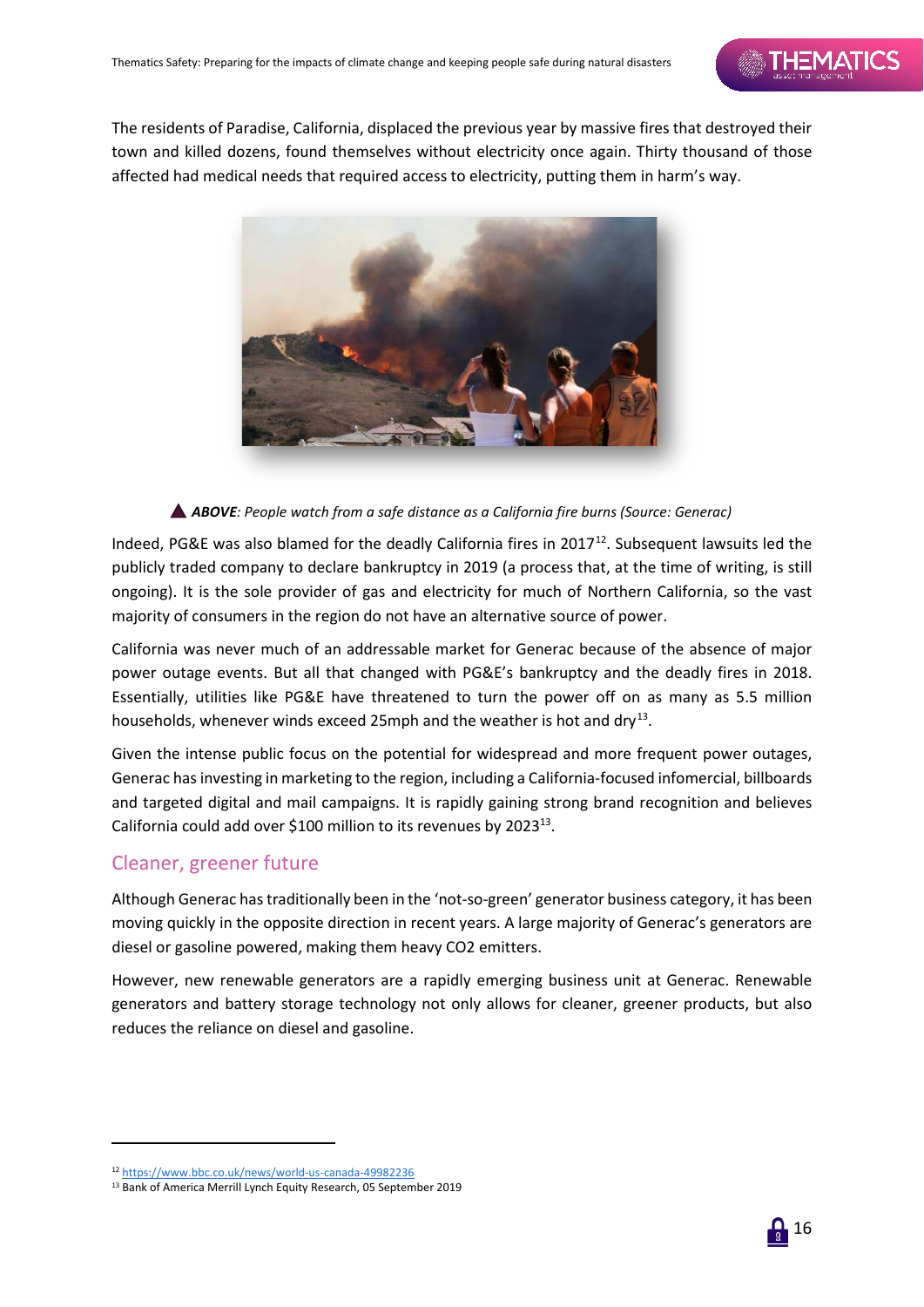The residents of Paradise, California, displaced the previous year by massive fires that destroyed their town and killed dozens, found themselves without electricity once again. Thirty thousand of those affected had medical needs that required access to electricity, putting them in harm's way.

▲ ***ABOVE**: People watch from a safe distance as a California fire burns (Source: Generac)*

Indeed, PG&E was also blamed for the deadly California fires in 2017[12]. Subsequent lawsuits led the publicly traded company to declare bankruptcy in 2019 (a process that, at the time of writing, is still ongoing). It is the sole provider of gas and electricity for much of Northern California, so the vast majority of consumers in the region do not have an alternative source of power.

California was never much of an addressable market for Generac because of the absence of major power outage events. But all that changed with PG&E's bankruptcy and the deadly fires in 2018. Essentially, utilities like PG&E have threatened to turn the power off on as many as 5.5 million households, whenever winds exceed 25mph and the weather is hot and dry[13].

Given the intense public focus on the potential for widespread and more frequent power outages, Generac has investing in marketing to the region, including a California-focused infomercial, billboards and targeted digital and mail campaigns. It is rapidly gaining strong brand recognition and believes California could add over $100 million to its revenues by 2023[13].

## Cleaner, greener future

Although Generac has traditionally been in the 'not-so-green' generator business category, it has been moving quickly in the opposite direction in recent years. A large majority of Generac's generators are diesel or gasoline powered, making them heavy $CO_2$ emitters.

However, new renewable generators are a rapidly emerging business unit at Generac. Renewable generators and battery storage technology not only allows for cleaner, greener products, but also reduces the reliance on diesel and gasoline.

---

[12] https://www.bbc.co.uk/news/world-us-canada-49982236

[13] Bank of America Merrill Lynch Equity Research, 05 September 2019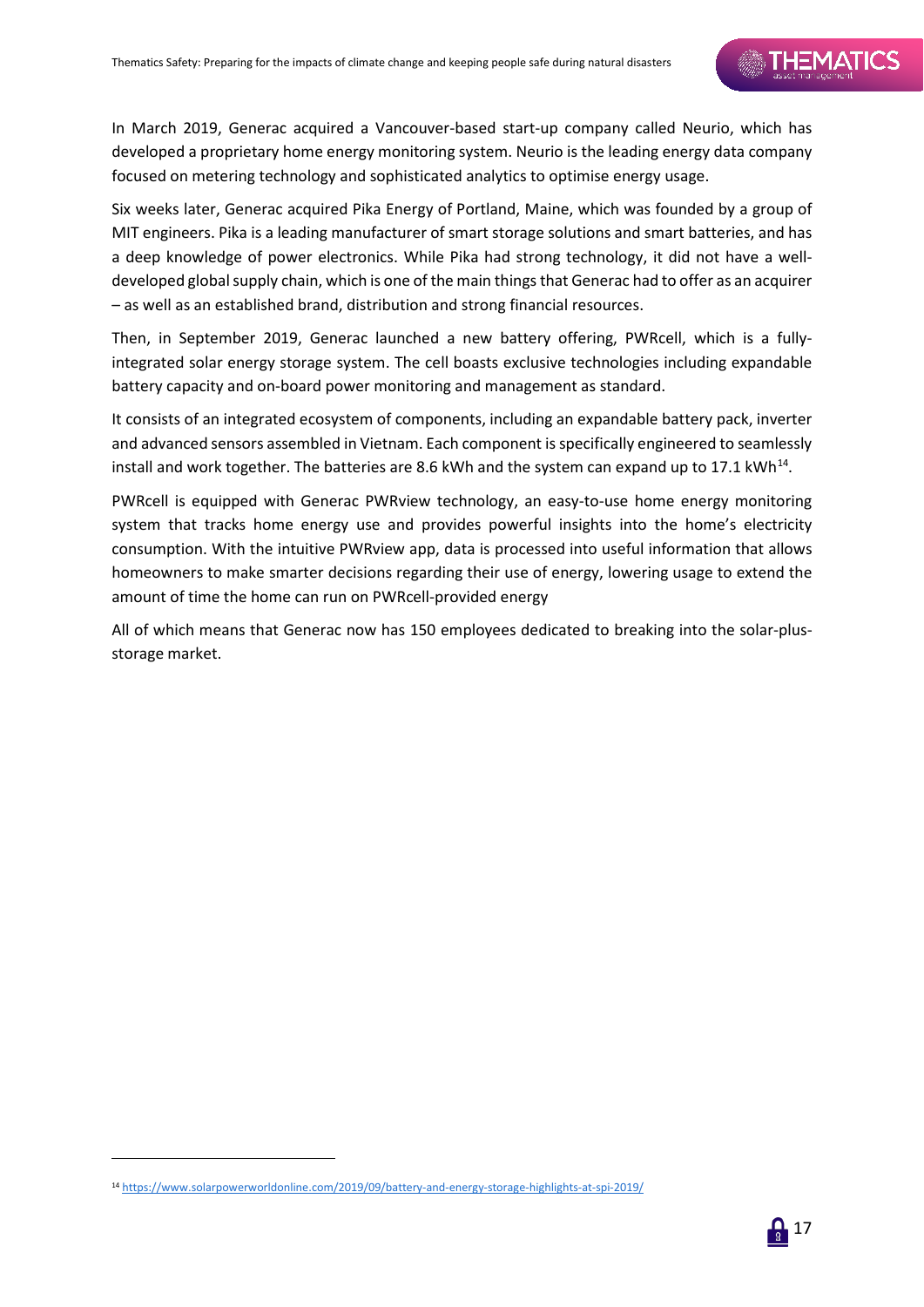In March 2019, Generac acquired a Vancouver-based start-up company called Neurio, which has developed a proprietary home energy monitoring system. Neurio is the leading energy data company focused on metering technology and sophisticated analytics to optimise energy usage.

Six weeks later, Generac acquired Pika Energy of Portland, Maine, which was founded by a group of MIT engineers. Pika is a leading manufacturer of smart storage solutions and smart batteries, and has a deep knowledge of power electronics. While Pika had strong technology, it did not have a well-developed global supply chain, which is one of the main things that Generac had to offer as an acquirer – as well as an established brand, distribution and strong financial resources.

Then, in September 2019, Generac launched a new battery offering, PWRcell, which is a fully-integrated solar energy storage system. The cell boasts exclusive technologies including expandable battery capacity and on-board power monitoring and management as standard.

It consists of an integrated ecosystem of components, including an expandable battery pack, inverter and advanced sensors assembled in Vietnam. Each component is specifically engineered to seamlessly install and work together. The batteries are 8.6 kWh and the system can expand up to 17.1 kWh[14].

PWRcell is equipped with Generac PWRview technology, an easy-to-use home energy monitoring system that tracks home energy use and provides powerful insights into the home's electricity consumption. With the intuitive PWRview app, data is processed into useful information that allows homeowners to make smarter decisions regarding their use of energy, lowering usage to extend the amount of time the home can run on PWRcell-provided energy

All of which means that Generac now has 150 employees dedicated to breaking into the solar-plus-storage market.

[14] https://www.solarpowerworldonline.com/2019/09/battery-and-energy-storage-highlights-at-spi-2019/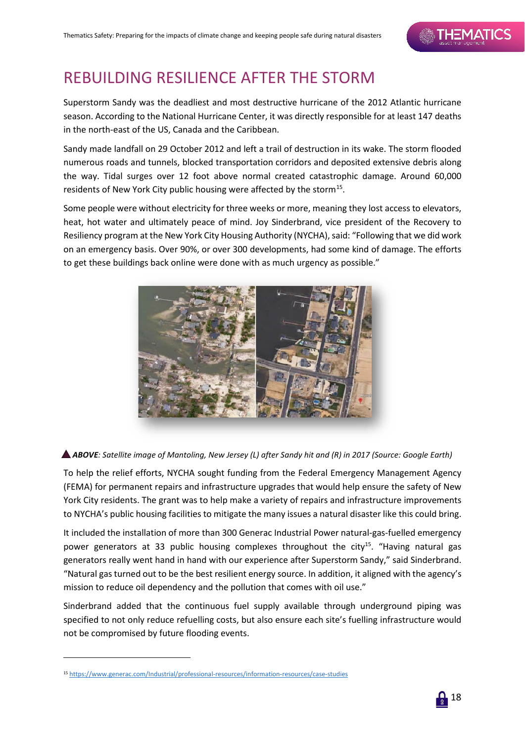# REBUILDING RESILIENCE AFTER THE STORM

Superstorm Sandy was the deadliest and most destructive hurricane of the 2012 Atlantic hurricane season. According to the National Hurricane Center, it was directly responsible for at least 147 deaths in the north-east of the US, Canada and the Caribbean.

Sandy made landfall on 29 October 2012 and left a trail of destruction in its wake. The storm flooded numerous roads and tunnels, blocked transportation corridors and deposited extensive debris along the way. Tidal surges over 12 foot above normal created catastrophic damage. Around 60,000 residents of New York City public housing were affected by the storm[15].

Some people were without electricity for three weeks or more, meaning they lost access to elevators, heat, hot water and ultimately peace of mind. Joy Sinderbrand, vice president of the Recovery to Resiliency program at the New York City Housing Authority (NYCHA), said: "Following that we did work on an emergency basis. Over 90%, or over 300 developments, had some kind of damage. The efforts to get these buildings back online were done with as much urgency as possible."

▲ ***ABOVE****: Satellite image of Mantoling, New Jersey (L) after Sandy hit and (R) in 2017 (Source: Google Earth)*

To help the relief efforts, NYCHA sought funding from the Federal Emergency Management Agency (FEMA) for permanent repairs and infrastructure upgrades that would help ensure the safety of New York City residents. The grant was to help make a variety of repairs and infrastructure improvements to NYCHA's public housing facilities to mitigate the many issues a natural disaster like this could bring.

It included the installation of more than 300 Generac Industrial Power natural-gas-fuelled emergency power generators at 33 public housing complexes throughout the city[15]. "Having natural gas generators really went hand in hand with our experience after Superstorm Sandy," said Sinderbrand. "Natural gas turned out to be the best resilient energy source. In addition, it aligned with the agency's mission to reduce oil dependency and the pollution that comes with oil use."

Sinderbrand added that the continuous fuel supply available through underground piping was specified to not only reduce refuelling costs, but also ensure each site's fuelling infrastructure would not be compromised by future flooding events.

---

[15] https://www.generac.com/Industrial/professional-resources/information-resources/case-studies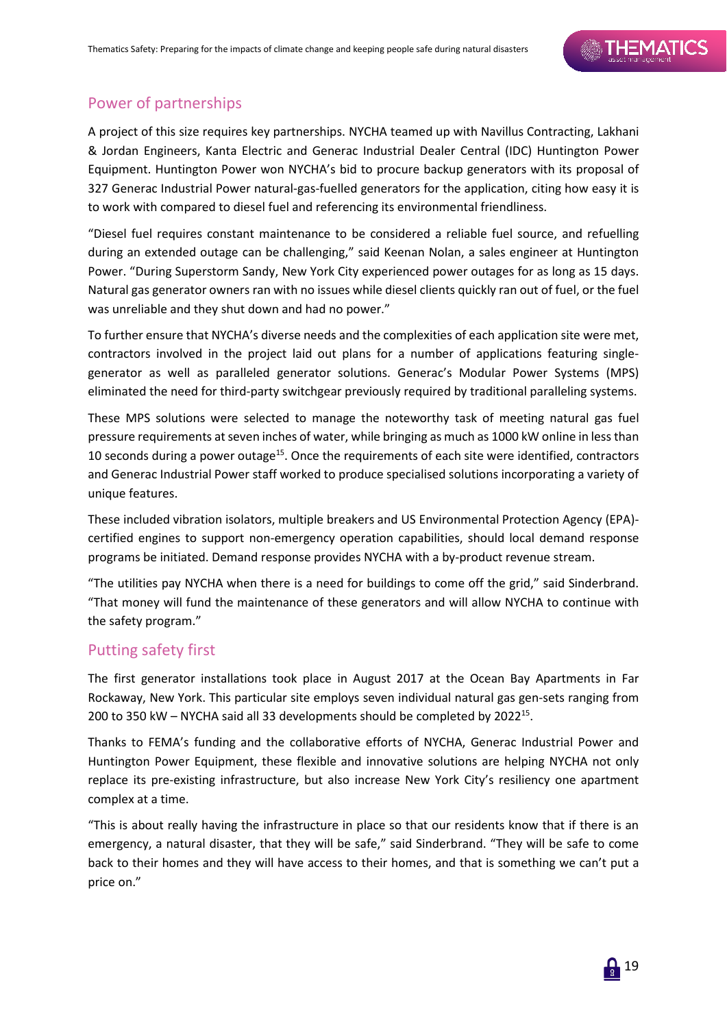## Power of partnerships

A project of this size requires key partnerships. NYCHA teamed up with Navillus Contracting, Lakhani & Jordan Engineers, Kanta Electric and Generac Industrial Dealer Central (IDC) Huntington Power Equipment. Huntington Power won NYCHA's bid to procure backup generators with its proposal of 327 Generac Industrial Power natural-gas-fuelled generators for the application, citing how easy it is to work with compared to diesel fuel and referencing its environmental friendliness.

"Diesel fuel requires constant maintenance to be considered a reliable fuel source, and refuelling during an extended outage can be challenging," said Keenan Nolan, a sales engineer at Huntington Power. "During Superstorm Sandy, New York City experienced power outages for as long as 15 days. Natural gas generator owners ran with no issues while diesel clients quickly ran out of fuel, or the fuel was unreliable and they shut down and had no power."

To further ensure that NYCHA's diverse needs and the complexities of each application site were met, contractors involved in the project laid out plans for a number of applications featuring single-generator as well as paralleled generator solutions. Generac's Modular Power Systems (MPS) eliminated the need for third-party switchgear previously required by traditional paralleling systems.

These MPS solutions were selected to manage the noteworthy task of meeting natural gas fuel pressure requirements at seven inches of water, while bringing as much as 1000 kW online in less than 10 seconds during a power outage[15]. Once the requirements of each site were identified, contractors and Generac Industrial Power staff worked to produce specialised solutions incorporating a variety of unique features.

These included vibration isolators, multiple breakers and US Environmental Protection Agency (EPA)-certified engines to support non-emergency operation capabilities, should local demand response programs be initiated. Demand response provides NYCHA with a by-product revenue stream.

"The utilities pay NYCHA when there is a need for buildings to come off the grid," said Sinderbrand. "That money will fund the maintenance of these generators and will allow NYCHA to continue with the safety program."

## Putting safety first

The first generator installations took place in August 2017 at the Ocean Bay Apartments in Far Rockaway, New York. This particular site employs seven individual natural gas gen-sets ranging from 200 to 350 kW – NYCHA said all 33 developments should be completed by 2022[15].

Thanks to FEMA's funding and the collaborative efforts of NYCHA, Generac Industrial Power and Huntington Power Equipment, these flexible and innovative solutions are helping NYCHA not only replace its pre-existing infrastructure, but also increase New York City's resiliency one apartment complex at a time.

"This is about really having the infrastructure in place so that our residents know that if there is an emergency, a natural disaster, that they will be safe," said Sinderbrand. "They will be safe to come back to their homes and they will have access to their homes, and that is something we can't put a price on."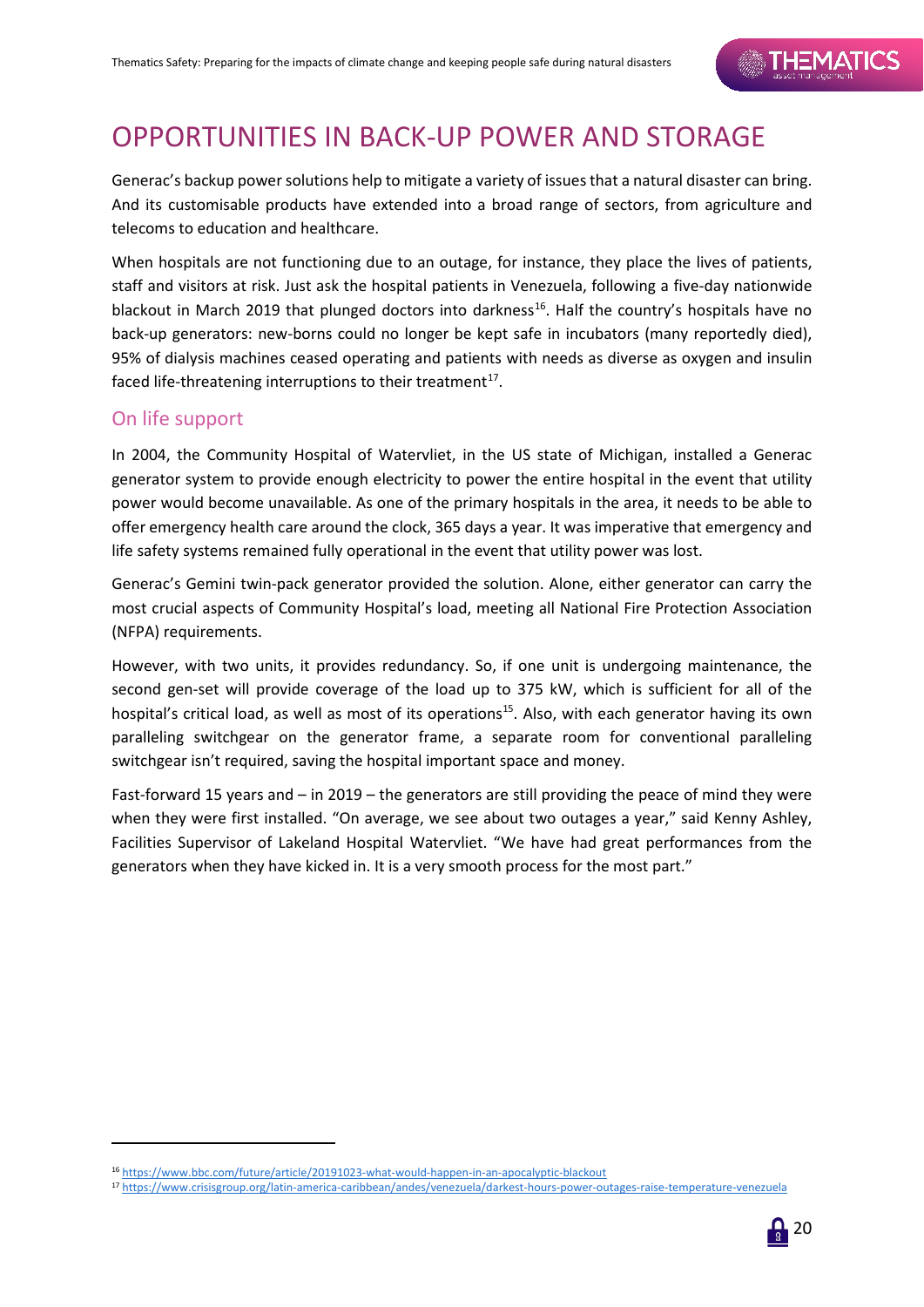# OPPORTUNITIES IN BACK-UP POWER AND STORAGE

Generac's backup power solutions help to mitigate a variety of issues that a natural disaster can bring. And its customisable products have extended into a broad range of sectors, from agriculture and telecoms to education and healthcare.

When hospitals are not functioning due to an outage, for instance, they place the lives of patients, staff and visitors at risk. Just ask the hospital patients in Venezuela, following a five-day nationwide blackout in March 2019 that plunged doctors into darkness[16]. Half the country's hospitals have no back-up generators: new-borns could no longer be kept safe in incubators (many reportedly died), 95% of dialysis machines ceased operating and patients with needs as diverse as oxygen and insulin faced life-threatening interruptions to their treatment[17].

## On life support

In 2004, the Community Hospital of Watervliet, in the US state of Michigan, installed a Generac generator system to provide enough electricity to power the entire hospital in the event that utility power would become unavailable. As one of the primary hospitals in the area, it needs to be able to offer emergency health care around the clock, 365 days a year. It was imperative that emergency and life safety systems remained fully operational in the event that utility power was lost.

Generac's Gemini twin-pack generator provided the solution. Alone, either generator can carry the most crucial aspects of Community Hospital's load, meeting all National Fire Protection Association (NFPA) requirements.

However, with two units, it provides redundancy. So, if one unit is undergoing maintenance, the second gen-set will provide coverage of the load up to 375 kW, which is sufficient for all of the hospital's critical load, as well as most of its operations[15]. Also, with each generator having its own paralleling switchgear on the generator frame, a separate room for conventional paralleling switchgear isn't required, saving the hospital important space and money.

Fast-forward 15 years and – in 2019 – the generators are still providing the peace of mind they were when they were first installed. "On average, we see about two outages a year," said Kenny Ashley, Facilities Supervisor of Lakeland Hospital Watervliet. "We have had great performances from the generators when they have kicked in. It is a very smooth process for the most part."

---

[16] https://www.bbc.com/future/article/20191023-what-would-happen-in-an-apocalyptic-blackout

[17] https://www.crisisgroup.org/latin-america-caribbean/andes/venezuela/darkest-hours-power-outages-raise-temperature-venezuela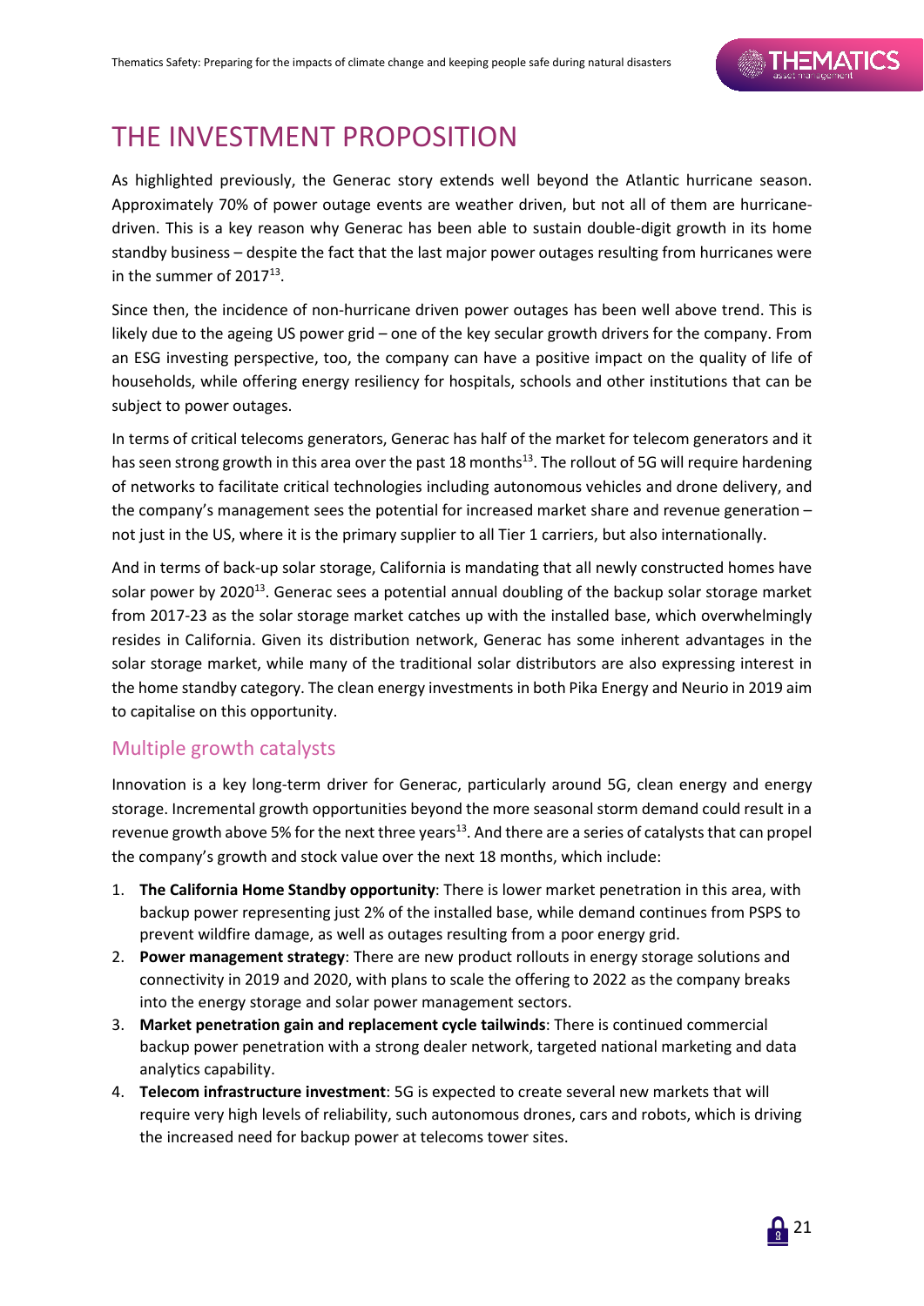# THE INVESTMENT PROPOSITION

As highlighted previously, the Generac story extends well beyond the Atlantic hurricane season. Approximately 70% of power outage events are weather driven, but not all of them are hurricane-driven. This is a key reason why Generac has been able to sustain double-digit growth in its home standby business – despite the fact that the last major power outages resulting from hurricanes were in the summer of 2017[13].

Since then, the incidence of non-hurricane driven power outages has been well above trend. This is likely due to the ageing US power grid – one of the key secular growth drivers for the company. From an ESG investing perspective, too, the company can have a positive impact on the quality of life of households, while offering energy resiliency for hospitals, schools and other institutions that can be subject to power outages.

In terms of critical telecoms generators, Generac has half of the market for telecom generators and it has seen strong growth in this area over the past 18 months[13]. The rollout of 5G will require hardening of networks to facilitate critical technologies including autonomous vehicles and drone delivery, and the company's management sees the potential for increased market share and revenue generation – not just in the US, where it is the primary supplier to all Tier 1 carriers, but also internationally.

And in terms of back-up solar storage, California is mandating that all newly constructed homes have solar power by 2020[13]. Generac sees a potential annual doubling of the backup solar storage market from 2017-23 as the solar storage market catches up with the installed base, which overwhelmingly resides in California. Given its distribution network, Generac has some inherent advantages in the solar storage market, while many of the traditional solar distributors are also expressing interest in the home standby category. The clean energy investments in both Pika Energy and Neurio in 2019 aim to capitalise on this opportunity.

## Multiple growth catalysts

Innovation is a key long-term driver for Generac, particularly around 5G, clean energy and energy storage. Incremental growth opportunities beyond the more seasonal storm demand could result in a revenue growth above 5% for the next three years[13]. And there are a series of catalysts that can propel the company's growth and stock value over the next 18 months, which include:

1. **The California Home Standby opportunity**: There is lower market penetration in this area, with backup power representing just 2% of the installed base, while demand continues from PSPS to prevent wildfire damage, as well as outages resulting from a poor energy grid.
2. **Power management strategy**: There are new product rollouts in energy storage solutions and connectivity in 2019 and 2020, with plans to scale the offering to 2022 as the company breaks into the energy storage and solar power management sectors.
3. **Market penetration gain and replacement cycle tailwinds**: There is continued commercial backup power penetration with a strong dealer network, targeted national marketing and data analytics capability.
4. **Telecom infrastructure investment**: 5G is expected to create several new markets that will require very high levels of reliability, such autonomous drones, cars and robots, which is driving the increased need for backup power at telecoms tower sites.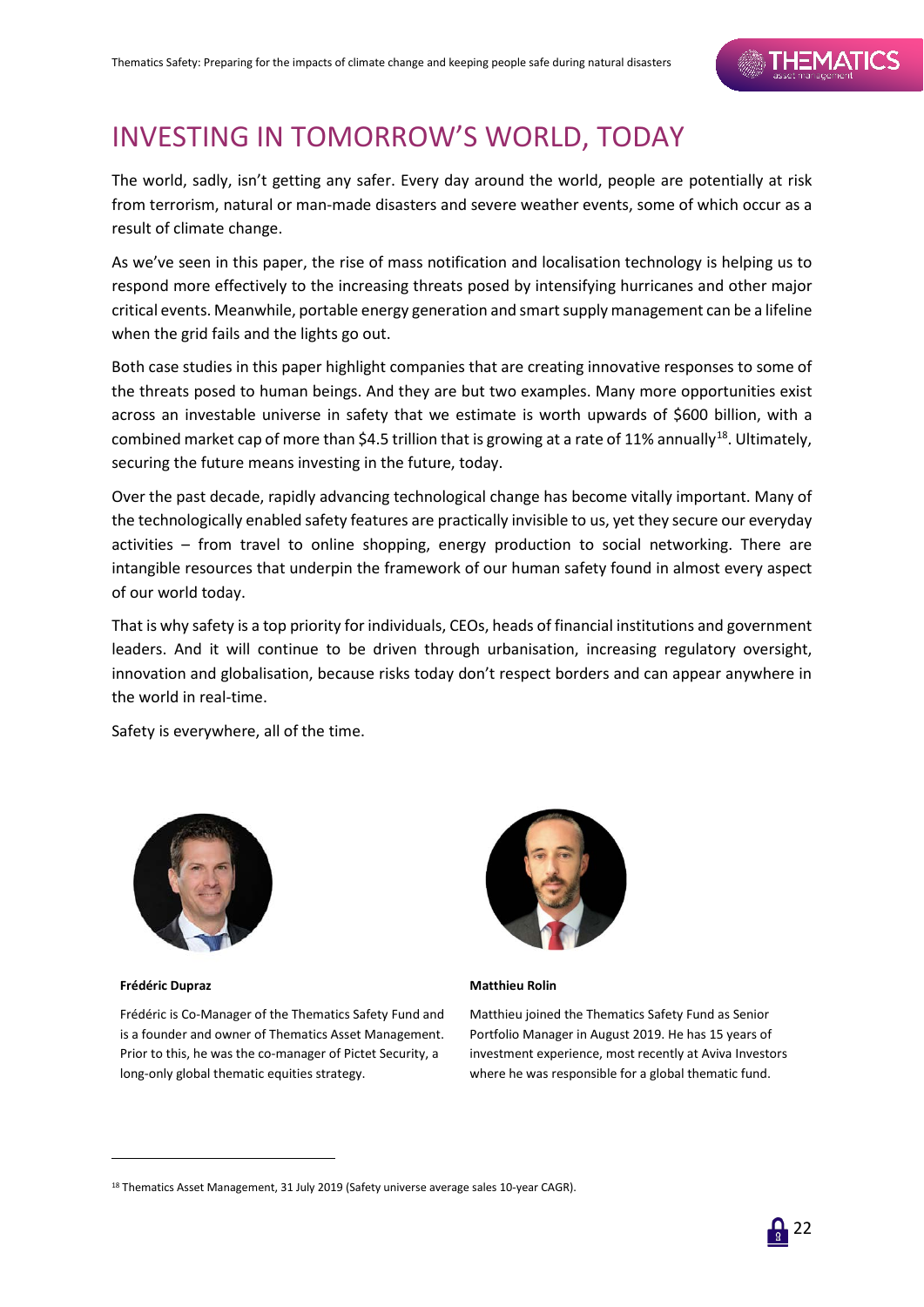# INVESTING IN TOMORROW'S WORLD, TODAY

The world, sadly, isn't getting any safer. Every day around the world, people are potentially at risk from terrorism, natural or man-made disasters and severe weather events, some of which occur as a result of climate change.

As we've seen in this paper, the rise of mass notification and localisation technology is helping us to respond more effectively to the increasing threats posed by intensifying hurricanes and other major critical events. Meanwhile, portable energy generation and smart supply management can be a lifeline when the grid fails and the lights go out.

Both case studies in this paper highlight companies that are creating innovative responses to some of the threats posed to human beings. And they are but two examples. Many more opportunities exist across an investable universe in safety that we estimate is worth upwards of $600 billion, with a combined market cap of more than $4.5 trillion that is growing at a rate of 11% annually[18]. Ultimately, securing the future means investing in the future, today.

Over the past decade, rapidly advancing technological change has become vitally important. Many of the technologically enabled safety features are practically invisible to us, yet they secure our everyday activities – from travel to online shopping, energy production to social networking. There are intangible resources that underpin the framework of our human safety found in almost every aspect of our world today.

That is why safety is a top priority for individuals, CEOs, heads of financial institutions and government leaders. And it will continue to be driven through urbanisation, increasing regulatory oversight, innovation and globalisation, because risks today don't respect borders and can appear anywhere in the world in real-time.

Safety is everywhere, all of the time.

**Frédéric Dupraz**

Frédéric is Co-Manager of the Thematics Safety Fund and is a founder and owner of Thematics Asset Management. Prior to this, he was the co-manager of Pictet Security, a long-only global thematic equities strategy.

**Matthieu Rolin**

Matthieu joined the Thematics Safety Fund as Senior Portfolio Manager in August 2019. He has 15 years of investment experience, most recently at Aviva Investors where he was responsible for a global thematic fund.

---

[18] Thematics Asset Management, 31 July 2019 (Safety universe average sales 10-year CAGR).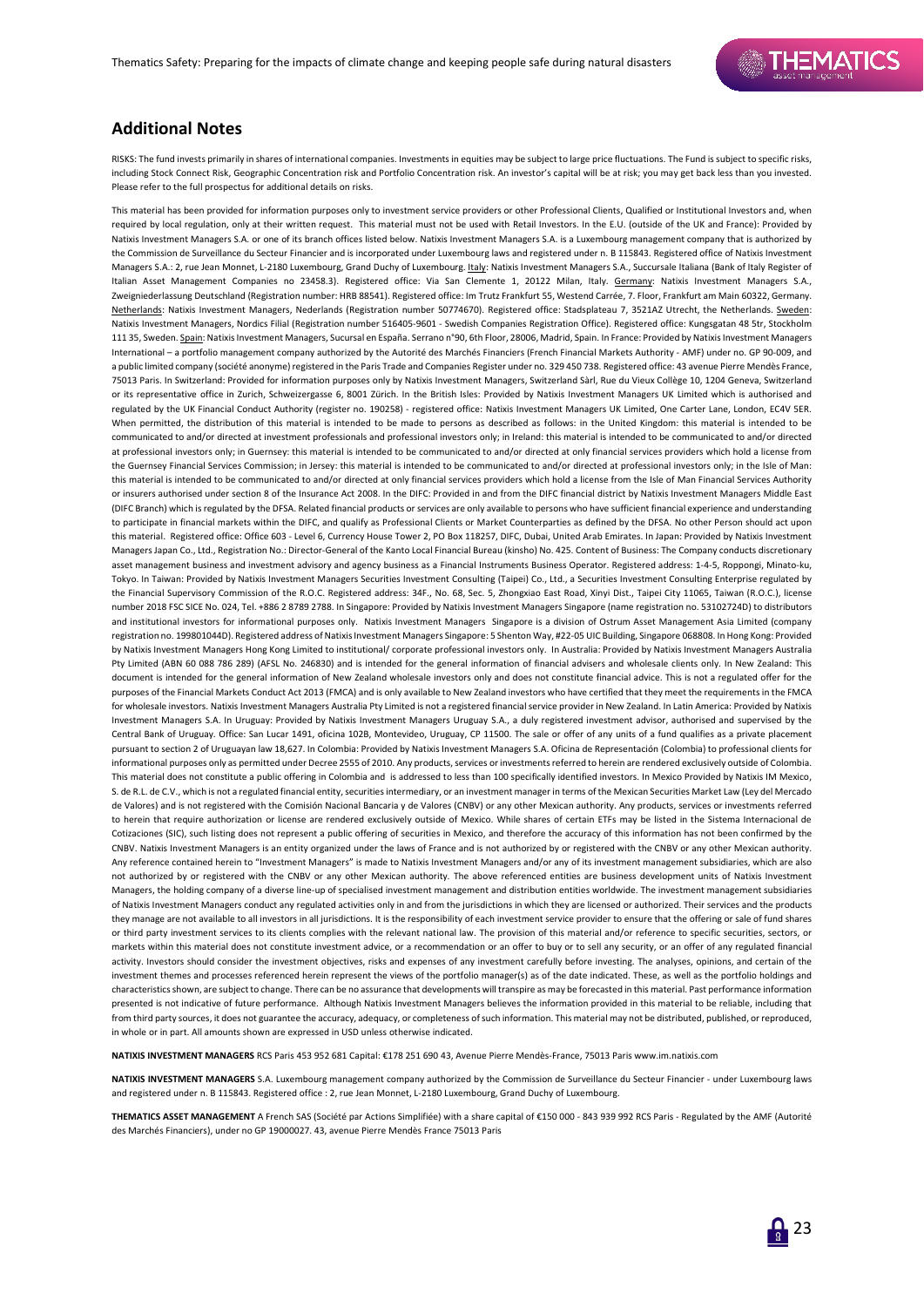## Additional Notes

RISKS: The fund invests primarily in shares of international companies. Investments in equities may be subject to large price fluctuations. The Fund is subject to specific risks, including Stock Connect Risk, Geographic Concentration risk and Portfolio Concentration risk. An investor's capital will be at risk; you may get back less than you invested. Please refer to the full prospectus for additional details on risks.

This material has been provided for information purposes only to investment service providers or other Professional Clients, Qualified or Institutional Investors and, when required by local regulation, only at their written request. This material must not be used with Retail Investors. In the E.U. (outside of the UK and France): Provided by Natixis Investment Managers S.A. or one of its branch offices listed below. Natixis Investment Managers S.A. is a Luxembourg management company that is authorized by the Commission de Surveillance du Secteur Financier and is incorporated under Luxembourg laws and registered under n. B 115843. Registered office of Natixis Investment Managers S.A.: 2, rue Jean Monnet, L-2180 Luxembourg, Grand Duchy of Luxembourg. Italy: Natixis Investment Managers S.A., Succursale Italiana (Bank of Italy Register of Italian Asset Management Companies no 23458.3). Registered office: Via San Clemente 1, 20122 Milan, Italy. Germany: Natixis Investment Managers S.A., Zweigniederlassung Deutschland (Registration number: HRB 88541). Registered office: Im Trutz Frankfurt 55, Westend Carrée, 7. Floor, Frankfurt am Main 60322, Germany. Netherlands: Natixis Investment Managers, Nederlands (Registration number 50774670). Registered office: Stadsplateau 7, 3521AZ Utrecht, the Netherlands. Sweden: Natixis Investment Managers, Nordics Filial (Registration number 516405-9601 - Swedish Companies Registration Office). Registered office: Kungsgatan 48 5tr, Stockholm 111 35, Sweden. Spain: Natixis Investment Managers, Sucursal en España. Serrano n°90, 6th Floor, 28006, Madrid, Spain. In France: Provided by Natixis Investment Managers International – a portfolio management company authorized by the Autorité des Marchés Financiers (French Financial Markets Authority - AMF) under no. GP 90-009, and a public limited company (société anonyme) registered in the Paris Trade and Companies Register under no. 329 450 738. Registered office: 43 avenue Pierre Mendès France, 75013 Paris. In Switzerland: Provided for information purposes only by Natixis Investment Managers, Switzerland Sàrl, Rue du Vieux Collège 10, 1204 Geneva, Switzerland or its representative office in Zurich, Schweizergasse 6, 8001 Zürich. In the British Isles: Provided by Natixis Investment Managers UK Limited which is authorised and regulated by the UK Financial Conduct Authority (register no. 190258) - registered office: Natixis Investment Managers UK Limited, One Carter Lane, London, EC4V 5ER. When permitted, the distribution of this material is intended to be made to persons as described as follows: in the United Kingdom: this material is intended to be communicated to and/or directed at investment professionals and professional investors only; in Ireland: this material is intended to be communicated to and/or directed at professional investors only; in Guernsey: this material is intended to be communicated to and/or directed at only financial services providers which hold a license from the Guernsey Financial Services Commission; in Jersey: this material is intended to be communicated to and/or directed at professional investors only; in the Isle of Man: this material is intended to be communicated to and/or directed at only financial services providers which hold a license from the Isle of Man Financial Services Authority or insurers authorised under section 8 of the Insurance Act 2008. In the DIFC: Provided in and from the DIFC financial district by Natixis Investment Managers Middle East (DIFC Branch) which is regulated by the DFSA. Related financial products or services are only available to persons who have sufficient financial experience and understanding to participate in financial markets within the DIFC, and qualify as Professional Clients or Market Counterparties as defined by the DFSA. No other Person should act upon this material. Registered office: Office 603 - Level 6, Currency House Tower 2, PO Box 118257, DIFC, Dubai, United Arab Emirates. In Japan: Provided by Natixis Investment Managers Japan Co., Ltd., Registration No.: Director-General of the Kanto Local Financial Bureau (kinsho) No. 425. Content of Business: The Company conducts discretionary asset management business and investment advisory and agency business as a Financial Instruments Business Operator. Registered address: 1-4-5, Roppongi, Minato-ku, Tokyo. In Taiwan: Provided by Natixis Investment Managers Securities Investment Consulting (Taipei) Co., Ltd., a Securities Investment Consulting Enterprise regulated by the Financial Supervisory Commission of the R.O.C. Registered address: 34F., No. 68, Sec. 5, Zhongxiao East Road, Xinyi Dist., Taipei City 11065, Taiwan (R.O.C.), license number 2018 FSC SICE No. 024, Tel. +886 2 8789 2788. In Singapore: Provided by Natixis Investment Managers Singapore (name registration no. 53102724D) to distributors and institutional investors for informational purposes only. Natixis Investment Managers Singapore is a division of Ostrum Asset Management Asia Limited (company registration no. 199801044D). Registered address of Natixis Investment Managers Singapore: 5 Shenton Way, #22-05 UIC Building, Singapore 068808. In Hong Kong: Provided by Natixis Investment Managers Hong Kong Limited to institutional/ corporate professional investors only. In Australia: Provided by Natixis Investment Managers Australia Pty Limited (ABN 60 088 786 289) (AFSL No. 246830) and is intended for the general information of financial advisers and wholesale clients only. In New Zealand: This document is intended for the general information of New Zealand wholesale investors only and does not constitute financial advice. This is not a regulated offer for the purposes of the Financial Markets Conduct Act 2013 (FMCA) and is only available to New Zealand investors who have certified that they meet the requirements in the FMCA for wholesale investors. Natixis Investment Managers Australia Pty Limited is not a registered financial service provider in New Zealand. In Latin America: Provided by Natixis Investment Managers S.A. In Uruguay: Provided by Natixis Investment Managers Uruguay S.A., a duly registered investment advisor, authorised and supervised by the Central Bank of Uruguay. Office: San Lucar 1491, oficina 102B, Montevideo, Uruguay, CP 11500. The sale or offer of any units of a fund qualifies as a private placement pursuant to section 2 of Uruguayan law 18,627. In Colombia: Provided by Natixis Investment Managers S.A. Oficina de Representación (Colombia) to professional clients for informational purposes only as permitted under Decree 2555 of 2010. Any products, services or investments referred to herein are rendered exclusively outside of Colombia. This material does not constitute a public offering in Colombia and is addressed to less than 100 specifically identified investors. In Mexico Provided by Natixis IM Mexico, S. de R.L. de C.V., which is not a regulated financial entity, securities intermediary, or an investment manager in terms of the Mexican Securities Market Law (Ley del Mercado de Valores) and is not registered with the Comisión Nacional Bancaria y de Valores (CNBV) or any other Mexican authority. Any products, services or investments referred to herein that require authorization or license are rendered exclusively outside of Mexico. While shares of certain ETFs may be listed in the Sistema Internacional de Cotizaciones (SIC), such listing does not represent a public offering of securities in Mexico, and therefore the accuracy of this information has not been confirmed by the CNBV. Natixis Investment Managers is an entity organized under the laws of France and is not authorized by or registered with the CNBV or any other Mexican authority. Any reference contained herein to "Investment Managers" is made to Natixis Investment Managers and/or any of its investment management subsidiaries, which are also not authorized by or registered with the CNBV or any other Mexican authority. The above referenced entities are business development units of Natixis Investment Managers, the holding company of a diverse line-up of specialised investment management and distribution entities worldwide. The investment management subsidiaries of Natixis Investment Managers conduct any regulated activities only in and from the jurisdictions in which they are licensed or authorized. Their services and the products they manage are not available to all investors in all jurisdictions. It is the responsibility of each investment service provider to ensure that the offering or sale of fund shares or third party investment services to its clients complies with the relevant national law. The provision of this material and/or reference to specific securities, sectors, or markets within this material does not constitute investment advice, or a recommendation or an offer to buy or to sell any security, or an offer of any regulated financial activity. Investors should consider the investment objectives, risks and expenses of any investment carefully before investing. The analyses, opinions, and certain of the investment themes and processes referenced herein represent the views of the portfolio manager(s) as of the date indicated. These, as well as the portfolio holdings and characteristics shown, are subject to change. There can be no assurance that developments will transpire as may be forecasted in this material. Past performance information presented is not indicative of future performance. Although Natixis Investment Managers believes the information provided in this material to be reliable, including that from third party sources, it does not guarantee the accuracy, adequacy, or completeness of such information. This material may not be distributed, published, or reproduced, in whole or in part. All amounts shown are expressed in USD unless otherwise indicated.

**NATIXIS INVESTMENT MANAGERS** RCS Paris 453 952 681 Capital: €178 251 690 43, Avenue Pierre Mendès-France, 75013 Paris www.im.natixis.com

**NATIXIS INVESTMENT MANAGERS** S.A. Luxembourg management company authorized by the Commission de Surveillance du Secteur Financier - under Luxembourg laws and registered under n. B 115843. Registered office : 2, rue Jean Monnet, L-2180 Luxembourg, Grand Duchy of Luxembourg.

**THEMATICS ASSET MANAGEMENT** A French SAS (Société par Actions Simplifiée) with a share capital of €150 000 - 843 939 992 RCS Paris - Regulated by the AMF (Autorité des Marchés Financiers), under no GP 19000027. 43, avenue Pierre Mendès France 75013 Paris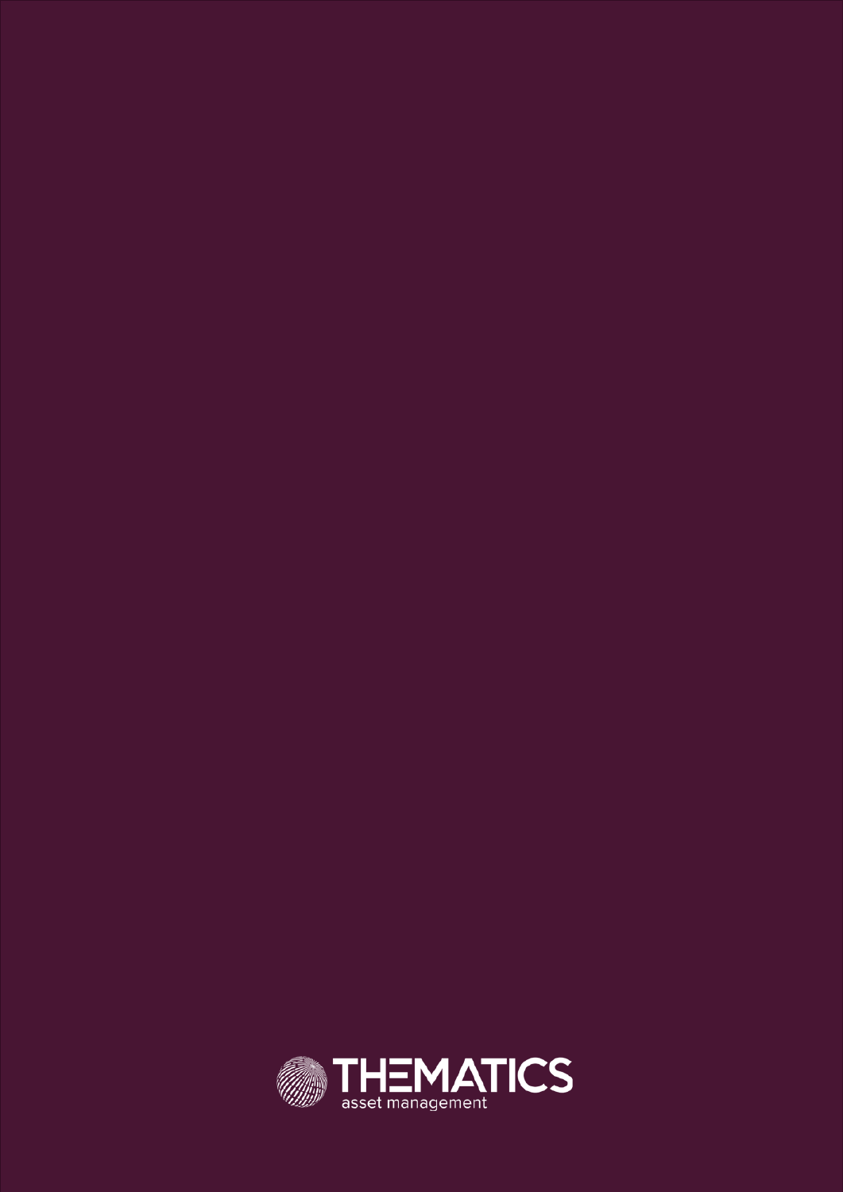THEMATICS

asset management